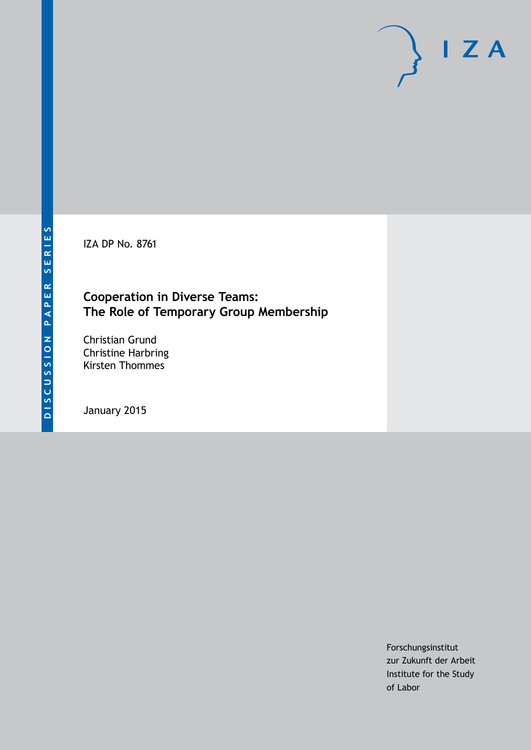DISCUSSION PAPER SERIES

IZA

IZA DP No. 8761

# Cooperation in Diverse Teams: The Role of Temporary Group Membership

Christian Grund
Christine Harbring
Kirsten Thommes

January 2015

Forschungsinstitut
zur Zukunft der Arbeit
Institute for the Study
of Labor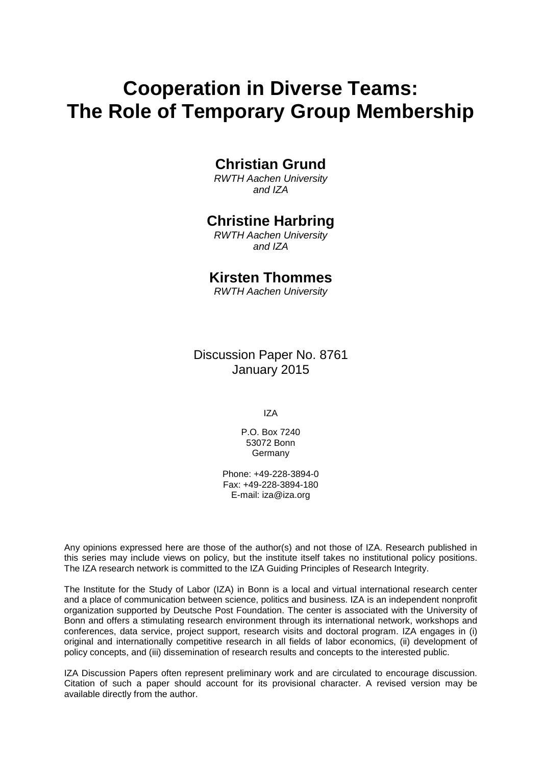# Cooperation in Diverse Teams: The Role of Temporary Group Membership

## Christian Grund

*RWTH Aachen University and IZA*

## Christine Harbring

*RWTH Aachen University and IZA*

## Kirsten Thommes

*RWTH Aachen University*

Discussion Paper No. 8761
January 2015

IZA

P.O. Box 7240
53072 Bonn
Germany

Phone: +49-228-3894-0
Fax: +49-228-3894-180
E-mail: iza@iza.org

Any opinions expressed here are those of the author(s) and not those of IZA. Research published in this series may include views on policy, but the institute itself takes no institutional policy positions. The IZA research network is committed to the IZA Guiding Principles of Research Integrity.

The Institute for the Study of Labor (IZA) in Bonn is a local and virtual international research center and a place of communication between science, politics and business. IZA is an independent nonprofit organization supported by Deutsche Post Foundation. The center is associated with the University of Bonn and offers a stimulating research environment through its international network, workshops and conferences, data service, project support, research visits and doctoral program. IZA engages in (i) original and internationally competitive research in all fields of labor economics, (ii) development of policy concepts, and (iii) dissemination of research results and concepts to the interested public.

IZA Discussion Papers often represent preliminary work and are circulated to encourage discussion. Citation of such a paper should account for its provisional character. A revised version may be available directly from the author.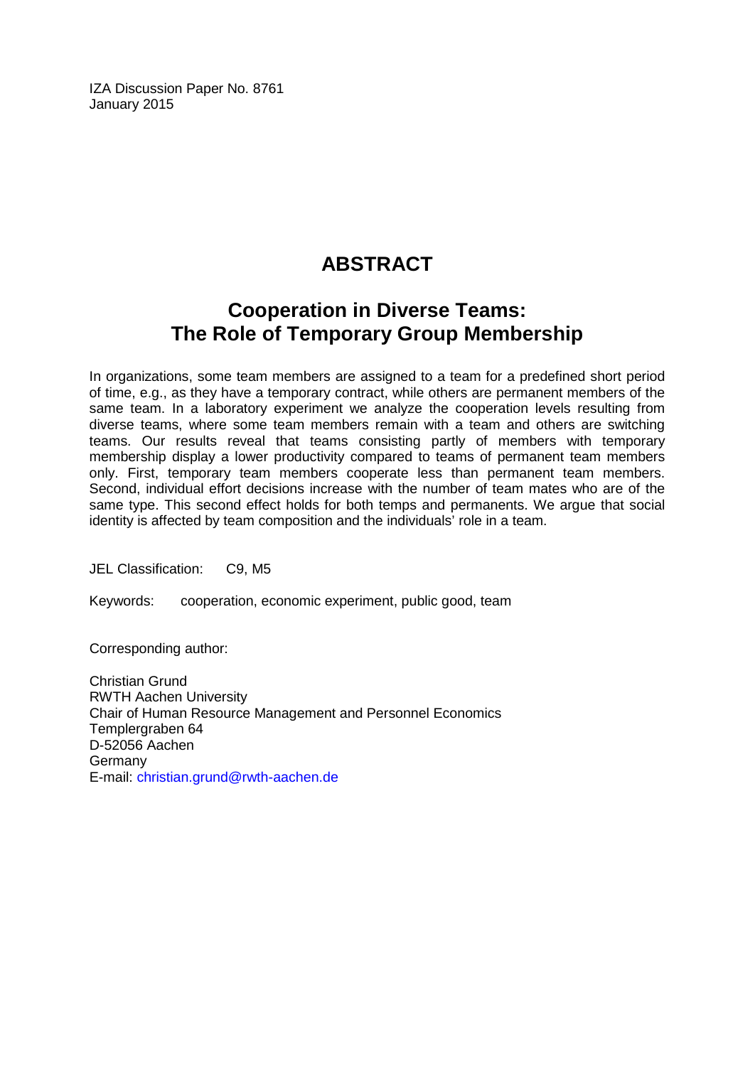IZA Discussion Paper No. 8761
January 2015

# ABSTRACT

## Cooperation in Diverse Teams: The Role of Temporary Group Membership

In organizations, some team members are assigned to a team for a predefined short period of time, e.g., as they have a temporary contract, while others are permanent members of the same team. In a laboratory experiment we analyze the cooperation levels resulting from diverse teams, where some team members remain with a team and others are switching teams. Our results reveal that teams consisting partly of members with temporary membership display a lower productivity compared to teams of permanent team members only. First, temporary team members cooperate less than permanent team members. Second, individual effort decisions increase with the number of team mates who are of the same type. This second effect holds for both temps and permanents. We argue that social identity is affected by team composition and the individuals' role in a team.

JEL Classification: C9, M5

Keywords: cooperation, economic experiment, public good, team

Corresponding author:

Christian Grund
RWTH Aachen University
Chair of Human Resource Management and Personnel Economics
Templergraben 64
D-52056 Aachen
Germany
E-mail: christian.grund@rwth-aachen.de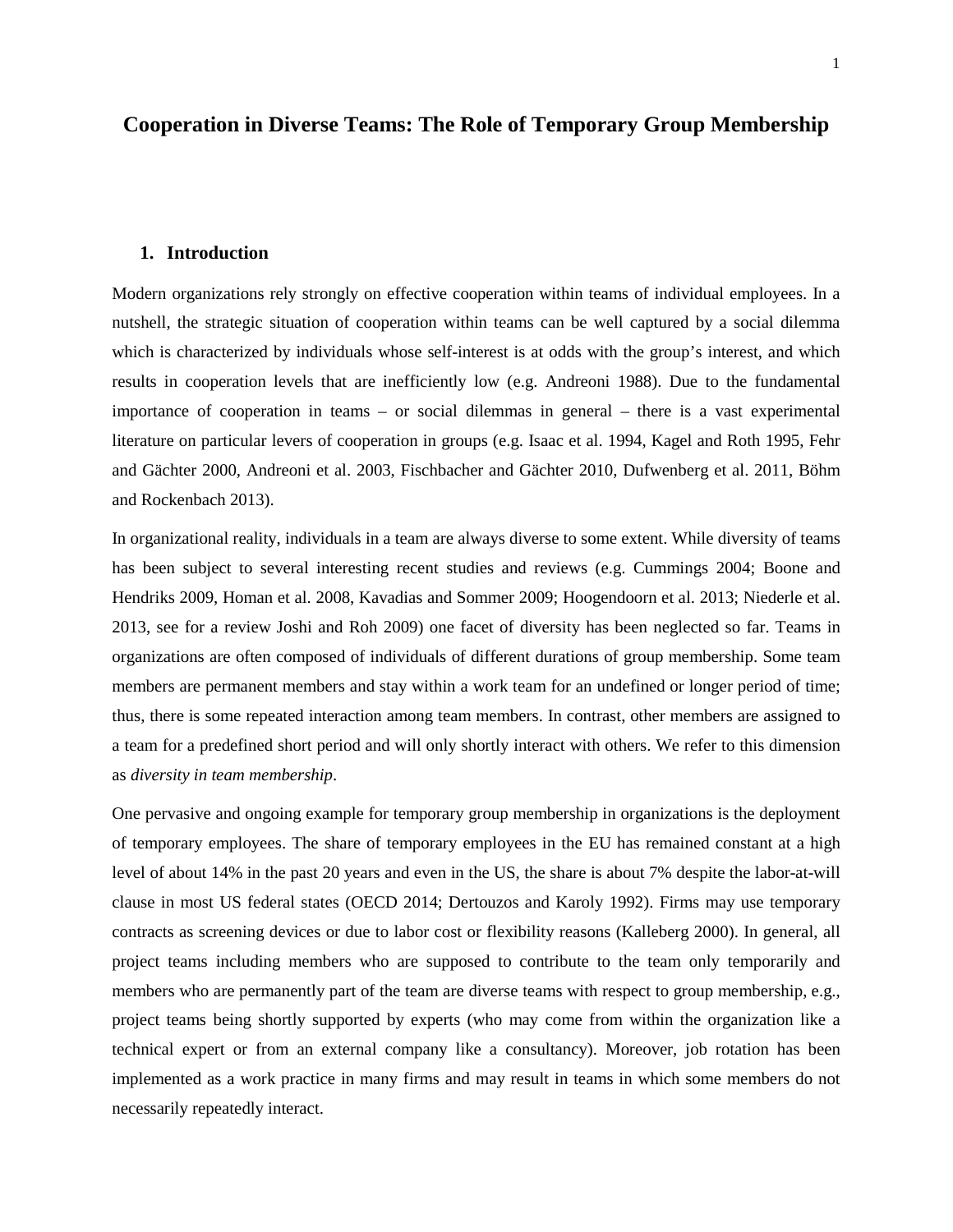# Cooperation in Diverse Teams: The Role of Temporary Group Membership

## 1. Introduction

Modern organizations rely strongly on effective cooperation within teams of individual employees. In a nutshell, the strategic situation of cooperation within teams can be well captured by a social dilemma which is characterized by individuals whose self-interest is at odds with the group's interest, and which results in cooperation levels that are inefficiently low (e.g. Andreoni 1988). Due to the fundamental importance of cooperation in teams – or social dilemmas in general – there is a vast experimental literature on particular levers of cooperation in groups (e.g. Isaac et al. 1994, Kagel and Roth 1995, Fehr and Gächter 2000, Andreoni et al. 2003, Fischbacher and Gächter 2010, Dufwenberg et al. 2011, Böhm and Rockenbach 2013).

In organizational reality, individuals in a team are always diverse to some extent. While diversity of teams has been subject to several interesting recent studies and reviews (e.g. Cummings 2004; Boone and Hendriks 2009, Homan et al. 2008, Kavadias and Sommer 2009; Hoogendoorn et al. 2013; Niederle et al. 2013, see for a review Joshi and Roh 2009) one facet of diversity has been neglected so far. Teams in organizations are often composed of individuals of different durations of group membership. Some team members are permanent members and stay within a work team for an undefined or longer period of time; thus, there is some repeated interaction among team members. In contrast, other members are assigned to a team for a predefined short period and will only shortly interact with others. We refer to this dimension as *diversity in team membership*.

One pervasive and ongoing example for temporary group membership in organizations is the deployment of temporary employees. The share of temporary employees in the EU has remained constant at a high level of about 14% in the past 20 years and even in the US, the share is about 7% despite the labor-at-will clause in most US federal states (OECD 2014; Dertouzos and Karoly 1992). Firms may use temporary contracts as screening devices or due to labor cost or flexibility reasons (Kalleberg 2000). In general, all project teams including members who are supposed to contribute to the team only temporarily and members who are permanently part of the team are diverse teams with respect to group membership, e.g., project teams being shortly supported by experts (who may come from within the organization like a technical expert or from an external company like a consultancy). Moreover, job rotation has been implemented as a work practice in many firms and may result in teams in which some members do not necessarily repeatedly interact.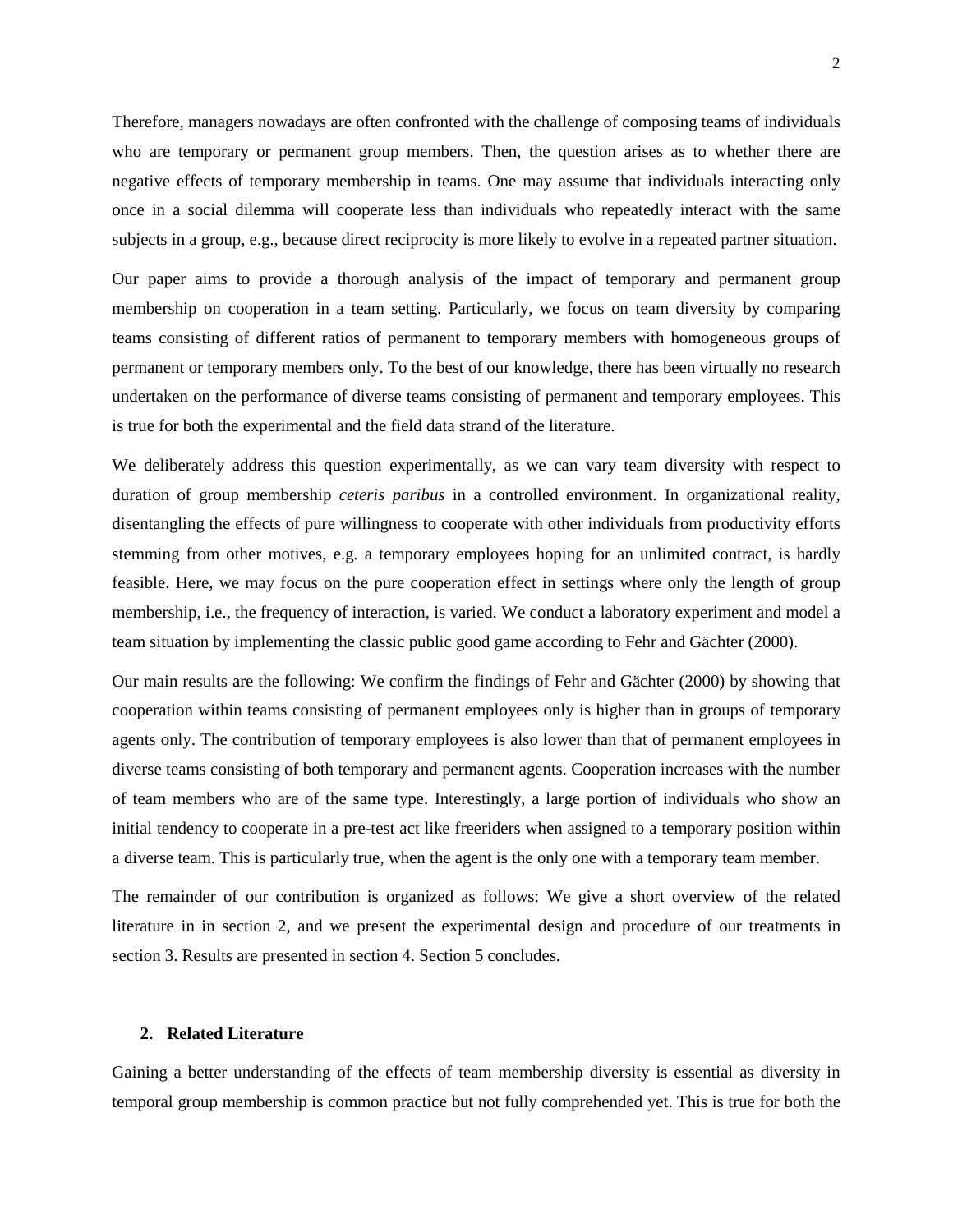Therefore, managers nowadays are often confronted with the challenge of composing teams of individuals who are temporary or permanent group members. Then, the question arises as to whether there are negative effects of temporary membership in teams. One may assume that individuals interacting only once in a social dilemma will cooperate less than individuals who repeatedly interact with the same subjects in a group, e.g., because direct reciprocity is more likely to evolve in a repeated partner situation.

Our paper aims to provide a thorough analysis of the impact of temporary and permanent group membership on cooperation in a team setting. Particularly, we focus on team diversity by comparing teams consisting of different ratios of permanent to temporary members with homogeneous groups of permanent or temporary members only. To the best of our knowledge, there has been virtually no research undertaken on the performance of diverse teams consisting of permanent and temporary employees. This is true for both the experimental and the field data strand of the literature.

We deliberately address this question experimentally, as we can vary team diversity with respect to duration of group membership *ceteris paribus* in a controlled environment. In organizational reality, disentangling the effects of pure willingness to cooperate with other individuals from productivity efforts stemming from other motives, e.g. a temporary employees hoping for an unlimited contract, is hardly feasible. Here, we may focus on the pure cooperation effect in settings where only the length of group membership, i.e., the frequency of interaction, is varied. We conduct a laboratory experiment and model a team situation by implementing the classic public good game according to Fehr and Gächter (2000).

Our main results are the following: We confirm the findings of Fehr and Gächter (2000) by showing that cooperation within teams consisting of permanent employees only is higher than in groups of temporary agents only. The contribution of temporary employees is also lower than that of permanent employees in diverse teams consisting of both temporary and permanent agents. Cooperation increases with the number of team members who are of the same type. Interestingly, a large portion of individuals who show an initial tendency to cooperate in a pre-test act like freeriders when assigned to a temporary position within a diverse team. This is particularly true, when the agent is the only one with a temporary team member.

The remainder of our contribution is organized as follows: We give a short overview of the related literature in in section 2, and we present the experimental design and procedure of our treatments in section 3. Results are presented in section 4. Section 5 concludes.

## 2. Related Literature

Gaining a better understanding of the effects of team membership diversity is essential as diversity in temporal group membership is common practice but not fully comprehended yet. This is true for both the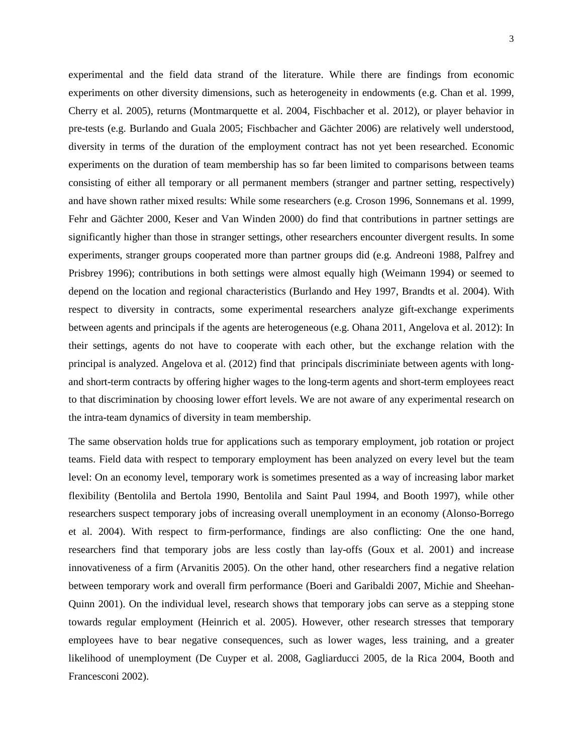experimental and the field data strand of the literature. While there are findings from economic experiments on other diversity dimensions, such as heterogeneity in endowments (e.g. Chan et al. 1999, Cherry et al. 2005), returns (Montmarquette et al. 2004, Fischbacher et al. 2012), or player behavior in pre-tests (e.g. Burlando and Guala 2005; Fischbacher and Gächter 2006) are relatively well understood, diversity in terms of the duration of the employment contract has not yet been researched. Economic experiments on the duration of team membership has so far been limited to comparisons between teams consisting of either all temporary or all permanent members (stranger and partner setting, respectively) and have shown rather mixed results: While some researchers (e.g. Croson 1996, Sonnemans et al. 1999, Fehr and Gächter 2000, Keser and Van Winden 2000) do find that contributions in partner settings are significantly higher than those in stranger settings, other researchers encounter divergent results. In some experiments, stranger groups cooperated more than partner groups did (e.g. Andreoni 1988, Palfrey and Prisbrey 1996); contributions in both settings were almost equally high (Weimann 1994) or seemed to depend on the location and regional characteristics (Burlando and Hey 1997, Brandts et al. 2004). With respect to diversity in contracts, some experimental researchers analyze gift-exchange experiments between agents and principals if the agents are heterogeneous (e.g. Ohana 2011, Angelova et al. 2012): In their settings, agents do not have to cooperate with each other, but the exchange relation with the principal is analyzed. Angelova et al. (2012) find that principals discriminiate between agents with long- and short-term contracts by offering higher wages to the long-term agents and short-term employees react to that discrimination by choosing lower effort levels. We are not aware of any experimental research on the intra-team dynamics of diversity in team membership.

The same observation holds true for applications such as temporary employment, job rotation or project teams. Field data with respect to temporary employment has been analyzed on every level but the team level: On an economy level, temporary work is sometimes presented as a way of increasing labor market flexibility (Bentolila and Bertola 1990, Bentolila and Saint Paul 1994, and Booth 1997), while other researchers suspect temporary jobs of increasing overall unemployment in an economy (Alonso-Borrego et al. 2004). With respect to firm-performance, findings are also conflicting: One the one hand, researchers find that temporary jobs are less costly than lay-offs (Goux et al. 2001) and increase innovativeness of a firm (Arvanitis 2005). On the other hand, other researchers find a negative relation between temporary work and overall firm performance (Boeri and Garibaldi 2007, Michie and Sheehan-Quinn 2001). On the individual level, research shows that temporary jobs can serve as a stepping stone towards regular employment (Heinrich et al. 2005). However, other research stresses that temporary employees have to bear negative consequences, such as lower wages, less training, and a greater likelihood of unemployment (De Cuyper et al. 2008, Gagliarducci 2005, de la Rica 2004, Booth and Francesconi 2002).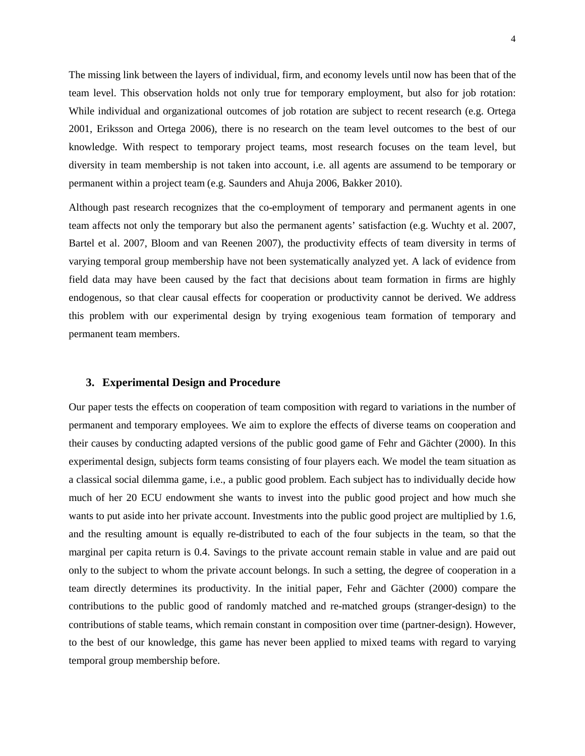The missing link between the layers of individual, firm, and economy levels until now has been that of the team level. This observation holds not only true for temporary employment, but also for job rotation: While individual and organizational outcomes of job rotation are subject to recent research (e.g. Ortega 2001, Eriksson and Ortega 2006), there is no research on the team level outcomes to the best of our knowledge. With respect to temporary project teams, most research focuses on the team level, but diversity in team membership is not taken into account, i.e. all agents are assumend to be temporary or permanent within a project team (e.g. Saunders and Ahuja 2006, Bakker 2010).

Although past research recognizes that the co-employment of temporary and permanent agents in one team affects not only the temporary but also the permanent agents' satisfaction (e.g. Wuchty et al. 2007, Bartel et al. 2007, Bloom and van Reenen 2007), the productivity effects of team diversity in terms of varying temporal group membership have not been systematically analyzed yet. A lack of evidence from field data may have been caused by the fact that decisions about team formation in firms are highly endogenous, so that clear causal effects for cooperation or productivity cannot be derived. We address this problem with our experimental design by trying exogenious team formation of temporary and permanent team members.

## 3. Experimental Design and Procedure

Our paper tests the effects on cooperation of team composition with regard to variations in the number of permanent and temporary employees. We aim to explore the effects of diverse teams on cooperation and their causes by conducting adapted versions of the public good game of Fehr and Gächter (2000). In this experimental design, subjects form teams consisting of four players each. We model the team situation as a classical social dilemma game, i.e., a public good problem. Each subject has to individually decide how much of her 20 ECU endowment she wants to invest into the public good project and how much she wants to put aside into her private account. Investments into the public good project are multiplied by 1.6, and the resulting amount is equally re-distributed to each of the four subjects in the team, so that the marginal per capita return is 0.4. Savings to the private account remain stable in value and are paid out only to the subject to whom the private account belongs. In such a setting, the degree of cooperation in a team directly determines its productivity. In the initial paper, Fehr and Gächter (2000) compare the contributions to the public good of randomly matched and re-matched groups (stranger-design) to the contributions of stable teams, which remain constant in composition over time (partner-design). However, to the best of our knowledge, this game has never been applied to mixed teams with regard to varying temporal group membership before.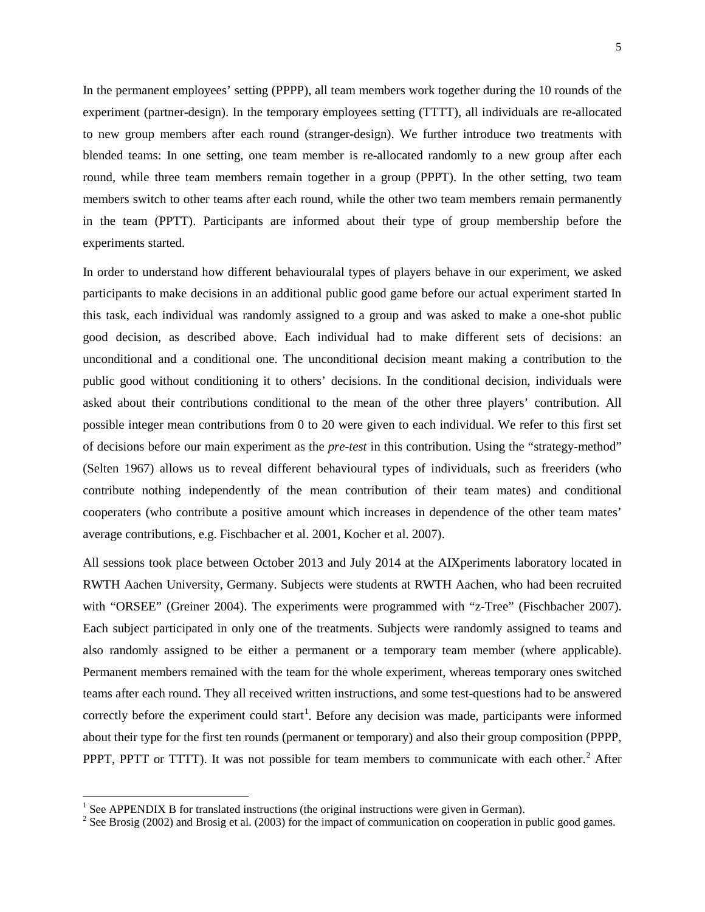In the permanent employees' setting (PPPP), all team members work together during the 10 rounds of the experiment (partner-design). In the temporary employees setting (TTTT), all individuals are re-allocated to new group members after each round (stranger-design). We further introduce two treatments with blended teams: In one setting, one team member is re-allocated randomly to a new group after each round, while three team members remain together in a group (PPPT). In the other setting, two team members switch to other teams after each round, while the other two team members remain permanently in the team (PPTT). Participants are informed about their type of group membership before the experiments started.

In order to understand how different behaviouralal types of players behave in our experiment, we asked participants to make decisions in an additional public good game before our actual experiment started In this task, each individual was randomly assigned to a group and was asked to make a one-shot public good decision, as described above. Each individual had to make different sets of decisions: an unconditional and a conditional one. The unconditional decision meant making a contribution to the public good without conditioning it to others' decisions. In the conditional decision, individuals were asked about their contributions conditional to the mean of the other three players' contribution. All possible integer mean contributions from 0 to 20 were given to each individual. We refer to this first set of decisions before our main experiment as the *pre-test* in this contribution. Using the "strategy-method" (Selten 1967) allows us to reveal different behavioural types of individuals, such as freeriders (who contribute nothing independently of the mean contribution of their team mates) and conditional cooperaters (who contribute a positive amount which increases in dependence of the other team mates' average contributions, e.g. Fischbacher et al. 2001, Kocher et al. 2007).

All sessions took place between October 2013 and July 2014 at the AIXperiments laboratory located in RWTH Aachen University, Germany. Subjects were students at RWTH Aachen, who had been recruited with "ORSEE" (Greiner 2004). The experiments were programmed with "z-Tree" (Fischbacher 2007). Each subject participated in only one of the treatments. Subjects were randomly assigned to teams and also randomly assigned to be either a permanent or a temporary team member (where applicable). Permanent members remained with the team for the whole experiment, whereas temporary ones switched teams after each round. They all received written instructions, and some test-questions had to be answered correctly before the experiment could start[1]. Before any decision was made, participants were informed about their type for the first ten rounds (permanent or temporary) and also their group composition (PPPP, PPPT, PPTT or TTTT). It was not possible for team members to communicate with each other.[2] After

[1] See APPENDIX B for translated instructions (the original instructions were given in German).

[2] See Brosig (2002) and Brosig et al. (2003) for the impact of communication on cooperation in public good games.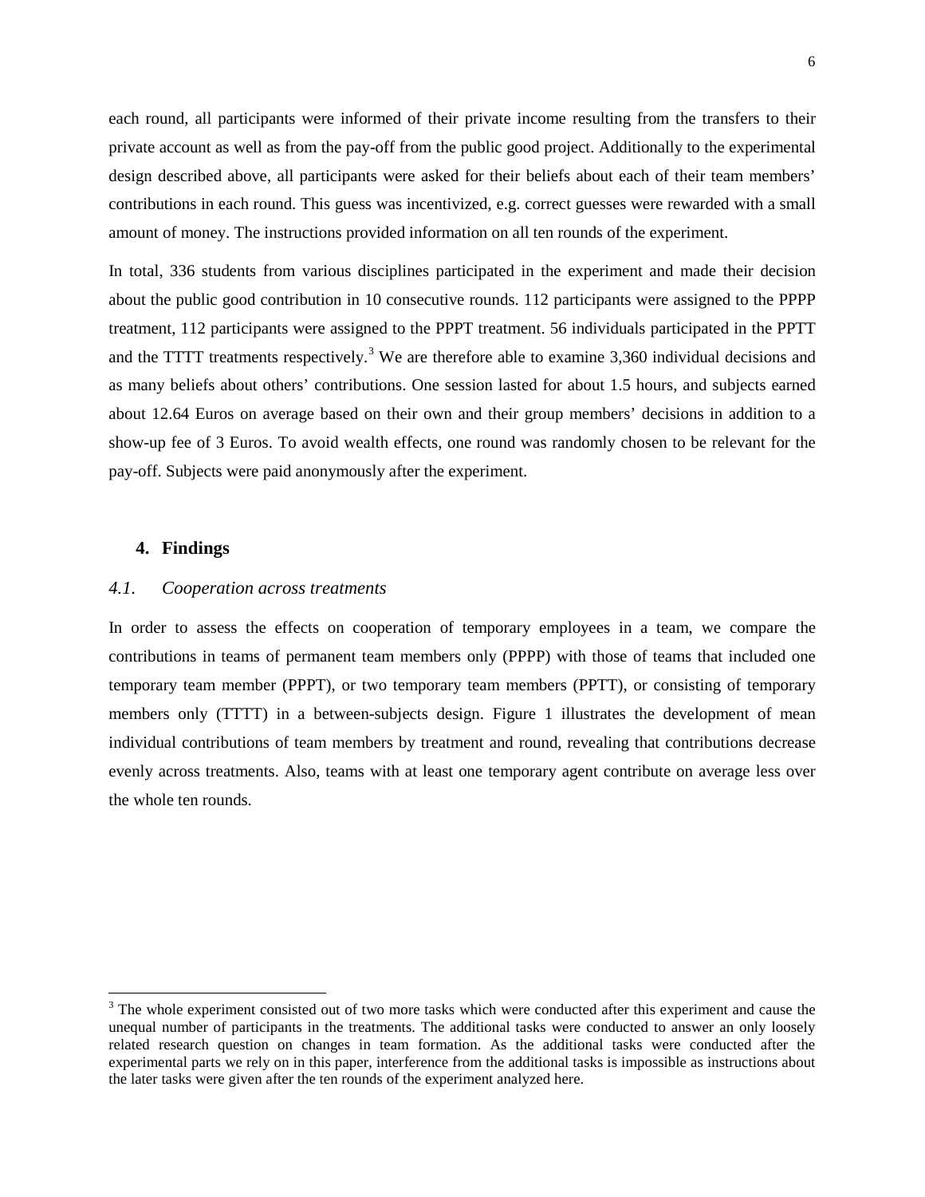each round, all participants were informed of their private income resulting from the transfers to their private account as well as from the pay-off from the public good project. Additionally to the experimental design described above, all participants were asked for their beliefs about each of their team members' contributions in each round. This guess was incentivized, e.g. correct guesses were rewarded with a small amount of money. The instructions provided information on all ten rounds of the experiment.

In total, 336 students from various disciplines participated in the experiment and made their decision about the public good contribution in 10 consecutive rounds. 112 participants were assigned to the PPPP treatment, 112 participants were assigned to the PPPT treatment. 56 individuals participated in the PPTT and the TTTT treatments respectively.[3] We are therefore able to examine 3,360 individual decisions and as many beliefs about others' contributions. One session lasted for about 1.5 hours, and subjects earned about 12.64 Euros on average based on their own and their group members' decisions in addition to a show-up fee of 3 Euros. To avoid wealth effects, one round was randomly chosen to be relevant for the pay-off. Subjects were paid anonymously after the experiment.

## 4. Findings

### *4.1. Cooperation across treatments*

In order to assess the effects on cooperation of temporary employees in a team, we compare the contributions in teams of permanent team members only (PPPP) with those of teams that included one temporary team member (PPPT), or two temporary team members (PPTT), or consisting of temporary members only (TTTT) in a between-subjects design. Figure 1 illustrates the development of mean individual contributions of team members by treatment and round, revealing that contributions decrease evenly across treatments. Also, teams with at least one temporary agent contribute on average less over the whole ten rounds.

[3] The whole experiment consisted out of two more tasks which were conducted after this experiment and cause the unequal number of participants in the treatments. The additional tasks were conducted to answer an only loosely related research question on changes in team formation. As the additional tasks were conducted after the experimental parts we rely on in this paper, interference from the additional tasks is impossible as instructions about the later tasks were given after the ten rounds of the experiment analyzed here.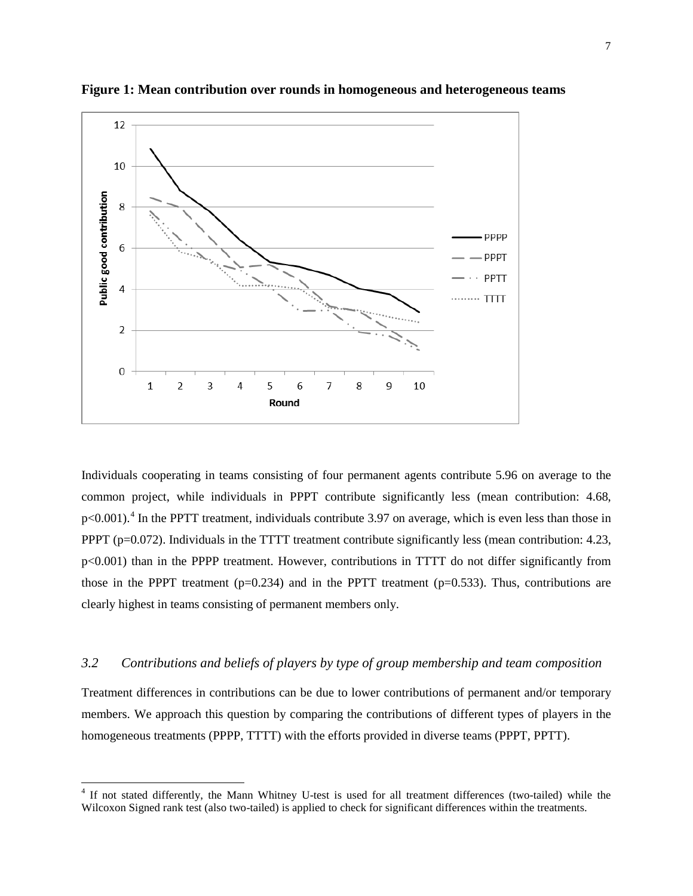**Figure 1: Mean contribution over rounds in homogeneous and heterogeneous teams**

Individuals cooperating in teams consisting of four permanent agents contribute 5.96 on average to the common project, while individuals in PPPT contribute significantly less (mean contribution: 4.68, $p<0.001$).[4] In the PPTT treatment, individuals contribute 3.97 on average, which is even less than those in PPPT ($p=0.072$). Individuals in the TTTT treatment contribute significantly less (mean contribution: 4.23, $p<0.001$) than in the PPPP treatment. However, contributions in TTTT do not differ significantly from those in the PPPT treatment ($p=0.234$) and in the PPTT treatment ($p=0.533$). Thus, contributions are clearly highest in teams consisting of permanent members only.

### *3.2 Contributions and beliefs of players by type of group membership and team composition*

Treatment differences in contributions can be due to lower contributions of permanent and/or temporary members. We approach this question by comparing the contributions of different types of players in the homogeneous treatments (PPPP, TTTT) with the efforts provided in diverse teams (PPPT, PPTT).

[4] If not stated differently, the Mann Whitney U-test is used for all treatment differences (two-tailed) while the Wilcoxon Signed rank test (also two-tailed) is applied to check for significant differences within the treatments.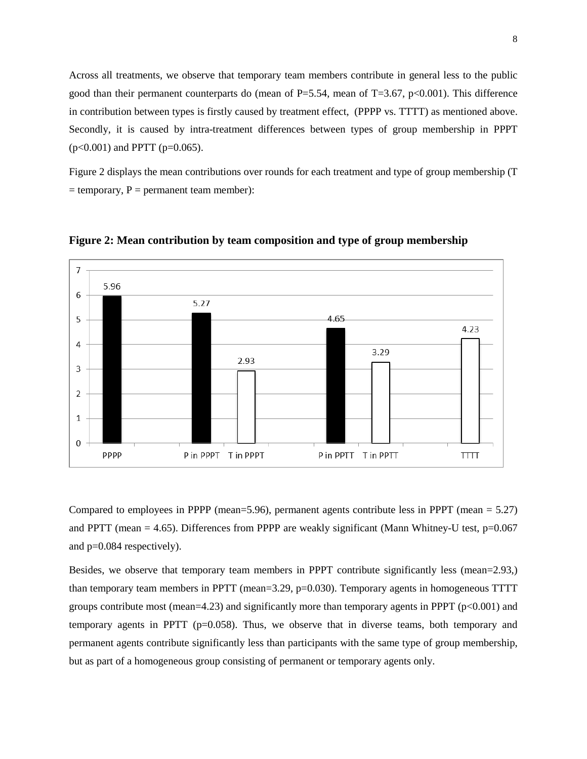Across all treatments, we observe that temporary team members contribute in general less to the public good than their permanent counterparts do (mean of P=5.54, mean of T=3.67, p<0.001). This difference in contribution between types is firstly caused by treatment effect, (PPPP vs. TTTT) as mentioned above. Secondly, it is caused by intra-treatment differences between types of group membership in PPPT (p<0.001) and PPTT (p=0.065).

Figure 2 displays the mean contributions over rounds for each treatment and type of group membership (T = temporary, P = permanent team member):

**Figure 2: Mean contribution by team composition and type of group membership**

| Group | Mean contribution |
| --- | --- |
| PPPP | 5.96 |
| P in PPPT | 5.27 |
| T in PPPT | 2.93 |
| P in PPTT | 4.65 |
| T in PPTT | 3.29 |
| TTTT | 4.23 |

Compared to employees in PPPP (mean=5.96), permanent agents contribute less in PPPT (mean = 5.27) and PPTT (mean = 4.65). Differences from PPPP are weakly significant (Mann Whitney-U test, p=0.067 and p=0.084 respectively).

Besides, we observe that temporary team members in PPPT contribute significantly less (mean=2.93,) than temporary team members in PPTT (mean=3.29, p=0.030). Temporary agents in homogeneous TTTT groups contribute most (mean=4.23) and significantly more than temporary agents in PPPT (p<0.001) and temporary agents in PPTT (p=0.058). Thus, we observe that in diverse teams, both temporary and permanent agents contribute significantly less than participants with the same type of group membership, but as part of a homogeneous group consisting of permanent or temporary agents only.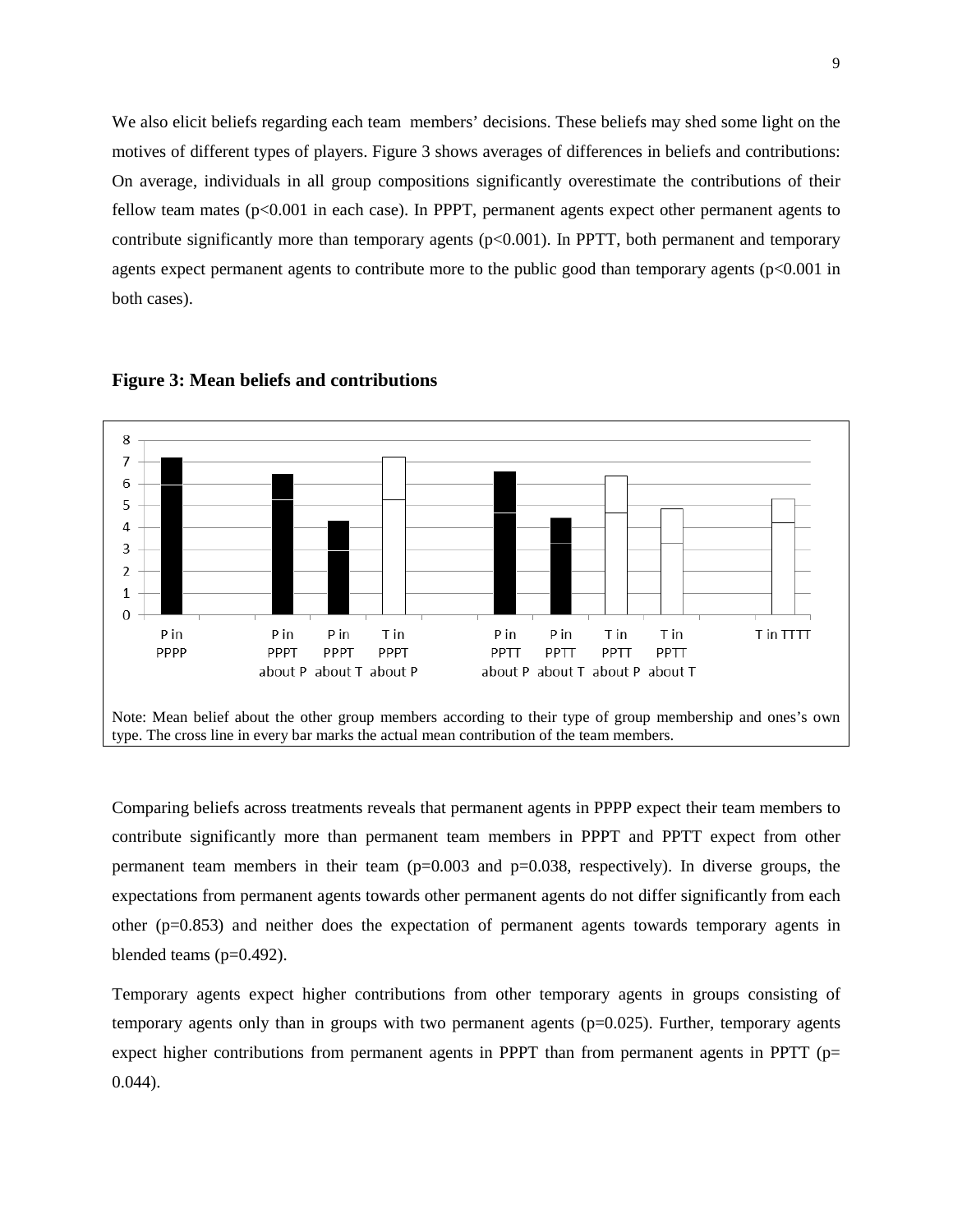We also elicit beliefs regarding each team members' decisions. These beliefs may shed some light on the motives of different types of players. Figure 3 shows averages of differences in beliefs and contributions: On average, individuals in all group compositions significantly overestimate the contributions of their fellow team mates ($p<0.001$ in each case). In PPPT, permanent agents expect other permanent agents to contribute significantly more than temporary agents ($p<0.001$). In PPTT, both permanent and temporary agents expect permanent agents to contribute more to the public good than temporary agents ($p<0.001$ in both cases).

**Figure 3: Mean beliefs and contributions**

Note: Mean belief about the other group members according to their type of group membership and ones's own type. The cross line in every bar marks the actual mean contribution of the team members.

Comparing beliefs across treatments reveals that permanent agents in PPPP expect their team members to contribute significantly more than permanent team members in PPPT and PPTT expect from other permanent team members in their team ($p=0.003$ and $p=0.038$, respectively). In diverse groups, the expectations from permanent agents towards other permanent agents do not differ significantly from each other ($p=0.853$) and neither does the expectation of permanent agents towards temporary agents in blended teams ($p=0.492$).

Temporary agents expect higher contributions from other temporary agents in groups consisting of temporary agents only than in groups with two permanent agents ($p=0.025$). Further, temporary agents expect higher contributions from permanent agents in PPPT than from permanent agents in PPTT ($p= 0.044$).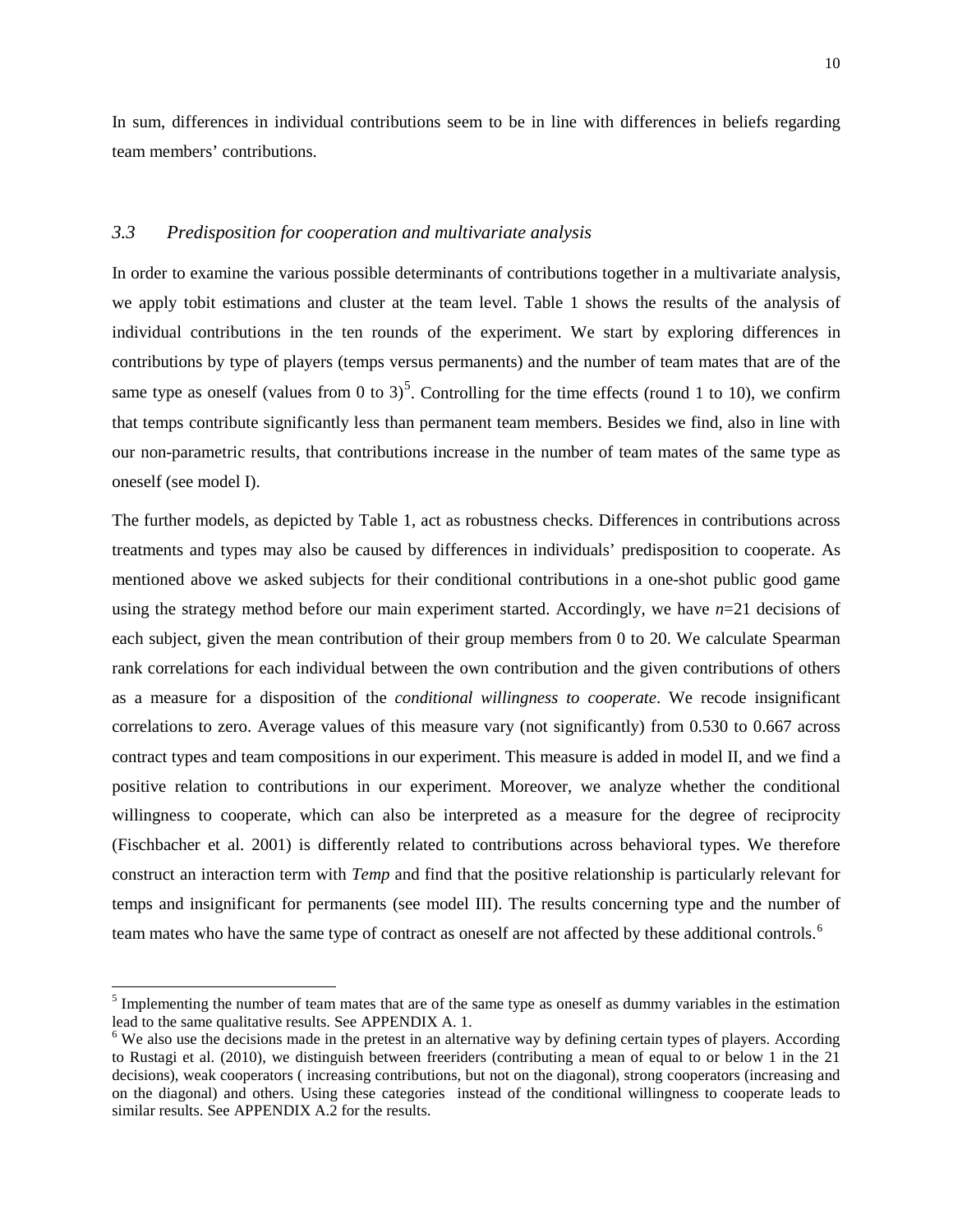In sum, differences in individual contributions seem to be in line with differences in beliefs regarding team members' contributions.

### *3.3 Predisposition for cooperation and multivariate analysis*

In order to examine the various possible determinants of contributions together in a multivariate analysis, we apply tobit estimations and cluster at the team level. Table 1 shows the results of the analysis of individual contributions in the ten rounds of the experiment. We start by exploring differences in contributions by type of players (temps versus permanents) and the number of team mates that are of the same type as oneself (values from 0 to 3)[5]. Controlling for the time effects (round 1 to 10), we confirm that temps contribute significantly less than permanent team members. Besides we find, also in line with our non-parametric results, that contributions increase in the number of team mates of the same type as oneself (see model I).

The further models, as depicted by Table 1, act as robustness checks. Differences in contributions across treatments and types may also be caused by differences in individuals' predisposition to cooperate. As mentioned above we asked subjects for their conditional contributions in a one-shot public good game using the strategy method before our main experiment started. Accordingly, we have $n$=21 decisions of each subject, given the mean contribution of their group members from 0 to 20. We calculate Spearman rank correlations for each individual between the own contribution and the given contributions of others as a measure for a disposition of the *conditional willingness to cooperate*. We recode insignificant correlations to zero. Average values of this measure vary (not significantly) from 0.530 to 0.667 across contract types and team compositions in our experiment. This measure is added in model II, and we find a positive relation to contributions in our experiment. Moreover, we analyze whether the conditional willingness to cooperate, which can also be interpreted as a measure for the degree of reciprocity (Fischbacher et al. 2001) is differently related to contributions across behavioral types. We therefore construct an interaction term with *Temp* and find that the positive relationship is particularly relevant for temps and insignificant for permanents (see model III). The results concerning type and the number of team mates who have the same type of contract as oneself are not affected by these additional controls.[6]

---

[5] Implementing the number of team mates that are of the same type as oneself as dummy variables in the estimation lead to the same qualitative results. See APPENDIX A. 1.

[6] We also use the decisions made in the pretest in an alternative way by defining certain types of players. According to Rustagi et al. (2010), we distinguish between freeriders (contributing a mean of equal to or below 1 in the 21 decisions), weak cooperators ( increasing contributions, but not on the diagonal), strong cooperators (increasing and on the diagonal) and others. Using these categories instead of the conditional willingness to cooperate leads to similar results. See APPENDIX A.2 for the results.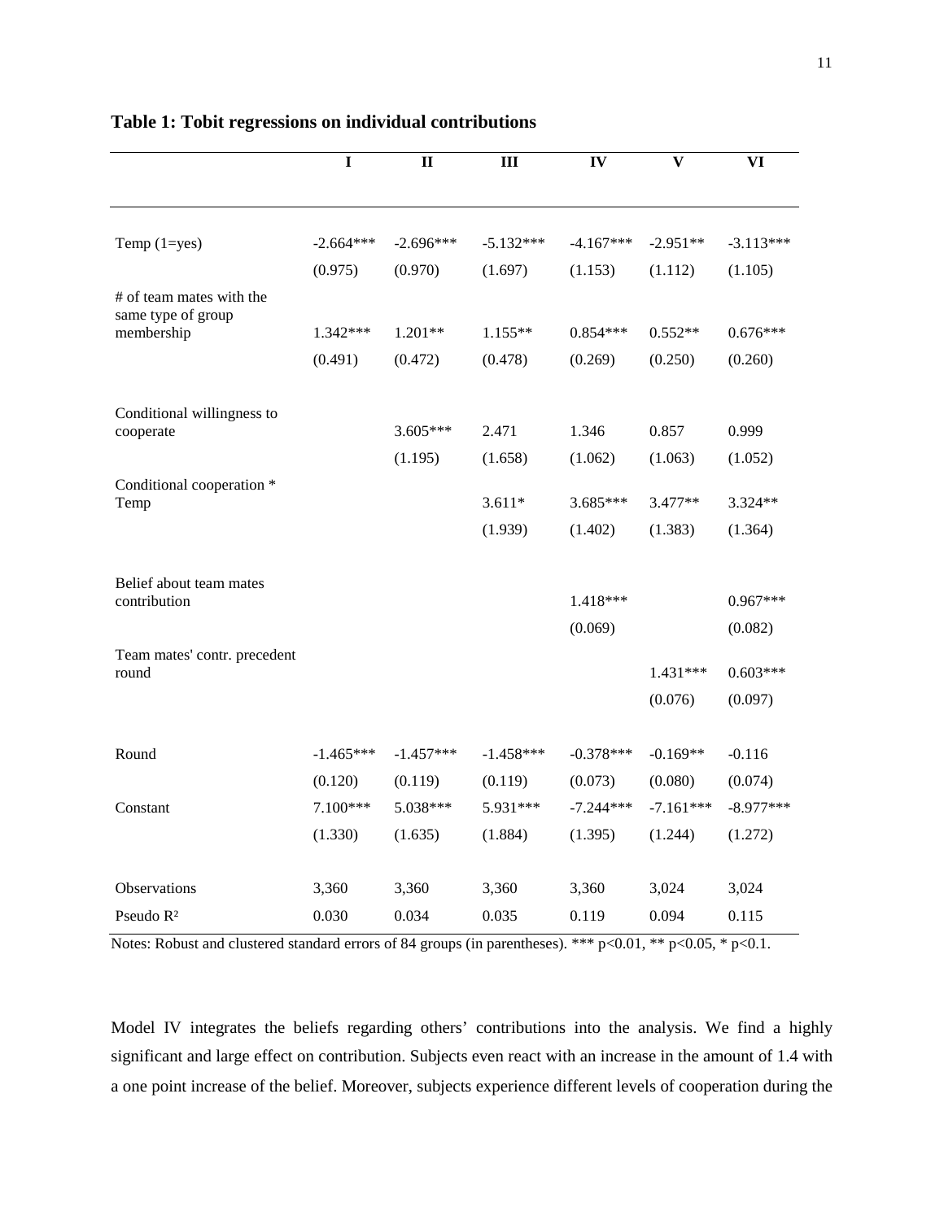**Table 1: Tobit regressions on individual contributions**

| | I | II | III | IV | V | VI |
|---|---|---|---|---|---|---|
| Temp (1=yes) | -2.664*** | -2.696*** | -5.132*** | -4.167*** | -2.951** | -3.113*** |
| | (0.975) | (0.970) | (1.697) | (1.153) | (1.112) | (1.105) |
| # of team mates with the same type of group membership | 1.342*** | 1.201** | 1.155** | 0.854*** | 0.552** | 0.676*** |
| | (0.491) | (0.472) | (0.478) | (0.269) | (0.250) | (0.260) |
| Conditional willingness to cooperate | | 3.605*** | 2.471 | 1.346 | 0.857 | 0.999 |
| | | (1.195) | (1.658) | (1.062) | (1.063) | (1.052) |
| Conditional cooperation * Temp | | | 3.611* | 3.685*** | 3.477** | 3.324** |
| | | | (1.939) | (1.402) | (1.383) | (1.364) |
| Belief about team mates contribution | | | | 1.418*** | | 0.967*** |
| | | | | (0.069) | | (0.082) |
| Team mates' contr. precedent round | | | | | 1.431*** | 0.603*** |
| | | | | | (0.076) | (0.097) |
| Round | -1.465*** | -1.457*** | -1.458*** | -0.378*** | -0.169** | -0.116 |
| | (0.120) | (0.119) | (0.119) | (0.073) | (0.080) | (0.074) |
| Constant | 7.100*** | 5.038*** | 5.931*** | -7.244*** | -7.161*** | -8.977*** |
| | (1.330) | (1.635) | (1.884) | (1.395) | (1.244) | (1.272) |
| Observations | 3,360 | 3,360 | 3,360 | 3,360 | 3,024 | 3,024 |
| Pseudo $R^2$ | 0.030 | 0.034 | 0.035 | 0.119 | 0.094 | 0.115 |

Notes: Robust and clustered standard errors of 84 groups (in parentheses). *** $p<0.01$, ** $p<0.05$, * $p<0.1$.

Model IV integrates the beliefs regarding others' contributions into the analysis. We find a highly significant and large effect on contribution. Subjects even react with an increase in the amount of 1.4 with a one point increase of the belief. Moreover, subjects experience different levels of cooperation during the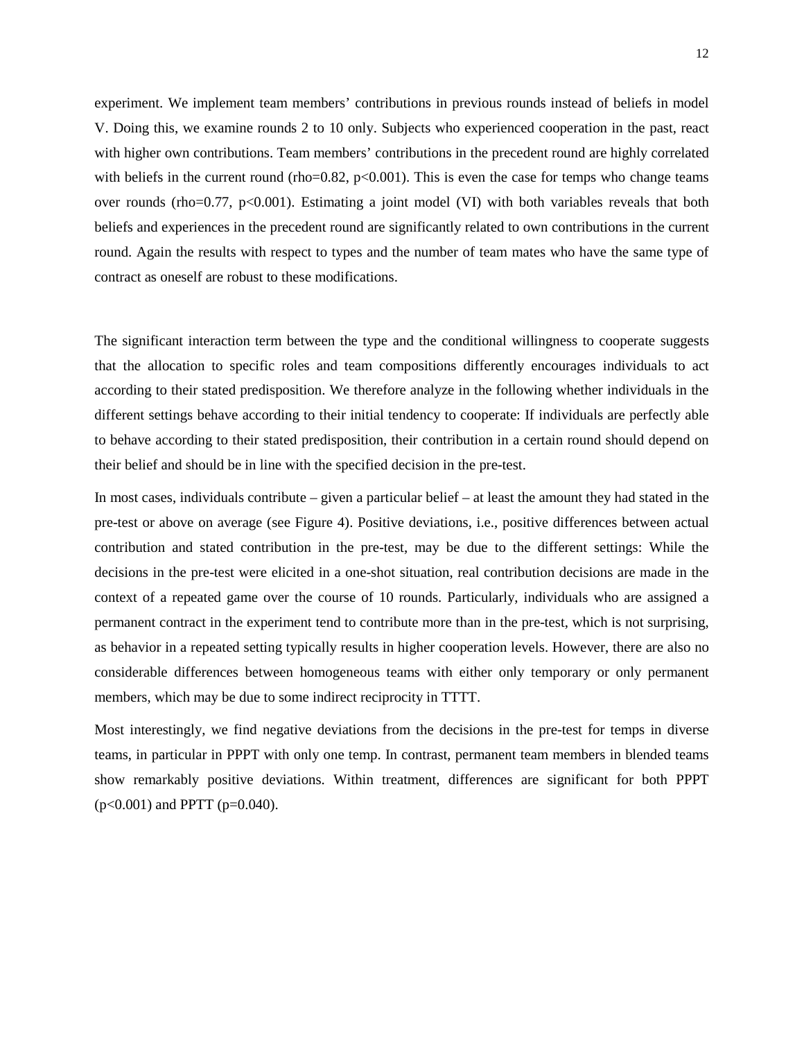experiment. We implement team members' contributions in previous rounds instead of beliefs in model V. Doing this, we examine rounds 2 to 10 only. Subjects who experienced cooperation in the past, react with higher own contributions. Team members' contributions in the precedent round are highly correlated with beliefs in the current round (rho=0.82, $p<0.001$). This is even the case for temps who change teams over rounds (rho=0.77, $p<0.001$). Estimating a joint model (VI) with both variables reveals that both beliefs and experiences in the precedent round are significantly related to own contributions in the current round. Again the results with respect to types and the number of team mates who have the same type of contract as oneself are robust to these modifications.

The significant interaction term between the type and the conditional willingness to cooperate suggests that the allocation to specific roles and team compositions differently encourages individuals to act according to their stated predisposition. We therefore analyze in the following whether individuals in the different settings behave according to their initial tendency to cooperate: If individuals are perfectly able to behave according to their stated predisposition, their contribution in a certain round should depend on their belief and should be in line with the specified decision in the pre-test.

In most cases, individuals contribute – given a particular belief – at least the amount they had stated in the pre-test or above on average (see Figure 4). Positive deviations, i.e., positive differences between actual contribution and stated contribution in the pre-test, may be due to the different settings: While the decisions in the pre-test were elicited in a one-shot situation, real contribution decisions are made in the context of a repeated game over the course of 10 rounds. Particularly, individuals who are assigned a permanent contract in the experiment tend to contribute more than in the pre-test, which is not surprising, as behavior in a repeated setting typically results in higher cooperation levels. However, there are also no considerable differences between homogeneous teams with either only temporary or only permanent members, which may be due to some indirect reciprocity in TTTT.

Most interestingly, we find negative deviations from the decisions in the pre-test for temps in diverse teams, in particular in PPPT with only one temp. In contrast, permanent team members in blended teams show remarkably positive deviations. Within treatment, differences are significant for both PPPT ($p<0.001$) and PPTT ($p=0.040$).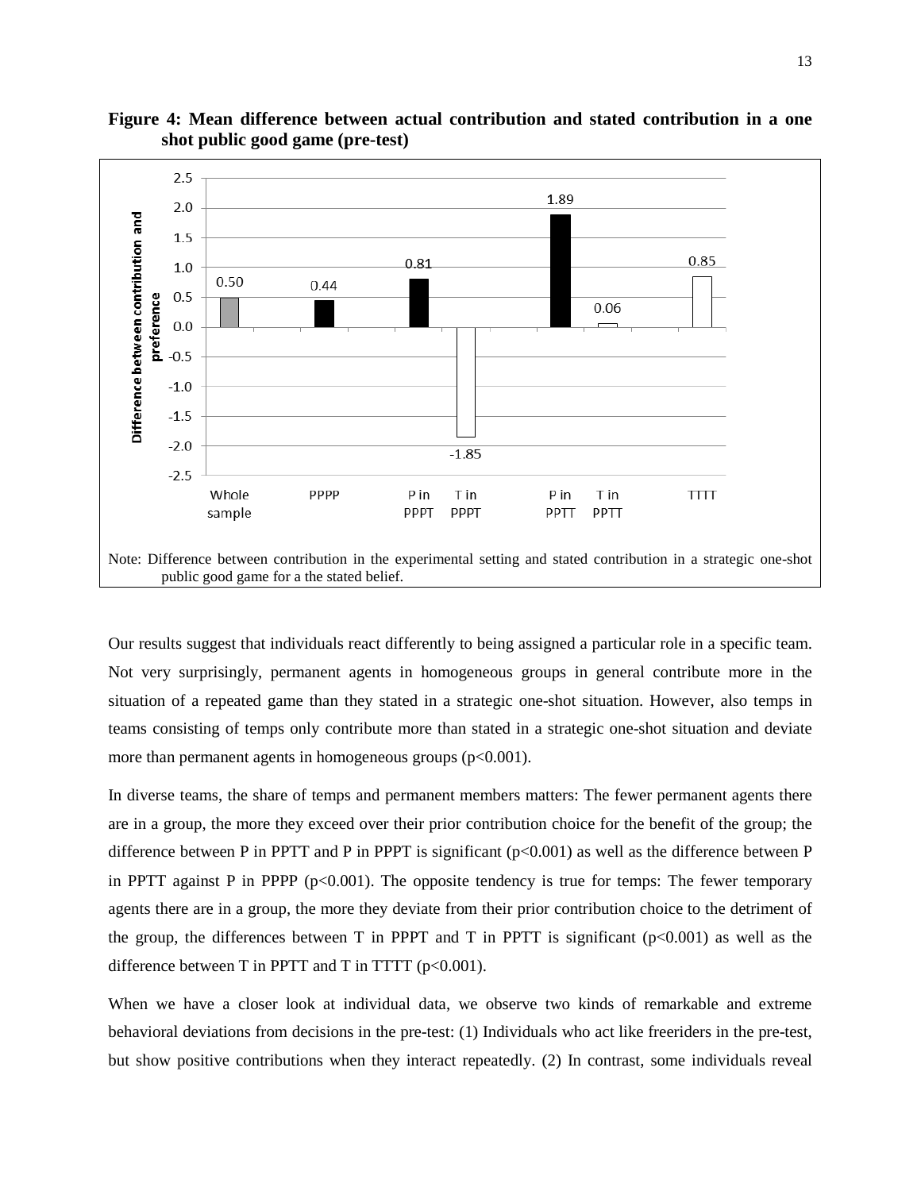**Figure 4: Mean difference between actual contribution and stated contribution in a one shot public good game (pre-test)**

Note: Difference between contribution in the experimental setting and stated contribution in a strategic one-shot public good game for a the stated belief.

Our results suggest that individuals react differently to being assigned a particular role in a specific team. Not very surprisingly, permanent agents in homogeneous groups in general contribute more in the situation of a repeated game than they stated in a strategic one-shot situation. However, also temps in teams consisting of temps only contribute more than stated in a strategic one-shot situation and deviate more than permanent agents in homogeneous groups ($p<0.001$).

In diverse teams, the share of temps and permanent members matters: The fewer permanent agents there are in a group, the more they exceed over their prior contribution choice for the benefit of the group; the difference between P in PPTT and P in PPPT is significant ($p<0.001$) as well as the difference between P in PPTT against P in PPPP ($p<0.001$). The opposite tendency is true for temps: The fewer temporary agents there are in a group, the more they deviate from their prior contribution choice to the detriment of the group, the differences between T in PPPT and T in PPTT is significant ($p<0.001$) as well as the difference between T in PPTT and T in TTTT ($p<0.001$).

When we have a closer look at individual data, we observe two kinds of remarkable and extreme behavioral deviations from decisions in the pre-test: (1) Individuals who act like freeriders in the pre-test, but show positive contributions when they interact repeatedly. (2) In contrast, some individuals reveal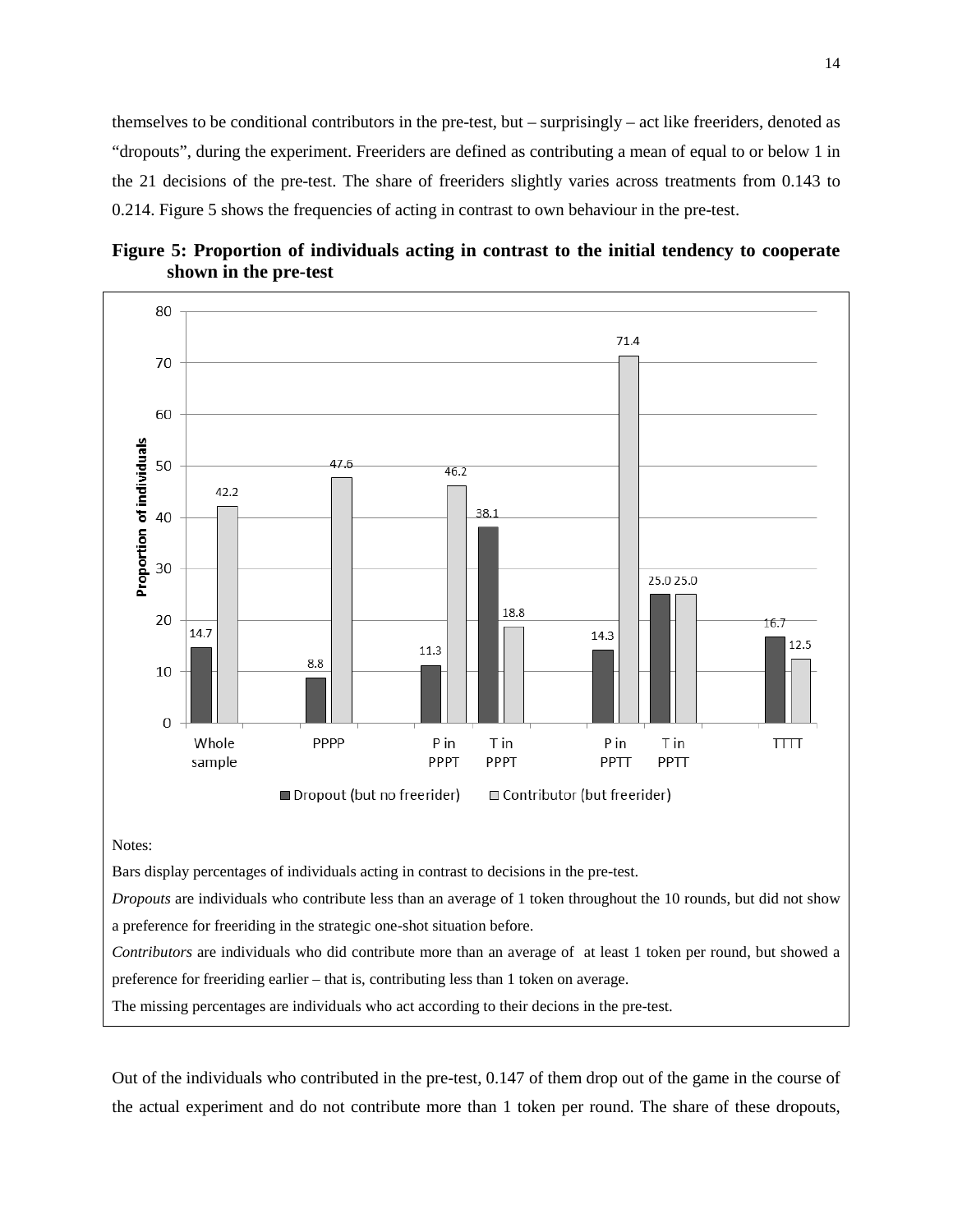themselves to be conditional contributors in the pre-test, but – surprisingly – act like freeriders, denoted as "dropouts", during the experiment. Freeriders are defined as contributing a mean of equal to or below 1 in the 21 decisions of the pre-test. The share of freeriders slightly varies across treatments from 0.143 to 0.214. Figure 5 shows the frequencies of acting in contrast to own behaviour in the pre-test.

**Figure 5: Proportion of individuals acting in contrast to the initial tendency to cooperate shown in the pre-test**

| | Dropout (but no freerider) | Contributor (but freerider) |
|---|---|---|
| Whole sample | 14.7 | 42.2 |
| PPPP | 8.8 | 47.6 |
| P in PPPT | 11.3 | 46.2 |
| T in PPPT | 38.1 | 18.8 |
| P in PPTT | 14.3 | 71.4 |
| T in PPTT | 25.0 | 25.0 |
| TTTT | 16.7 | 12.5 |

Notes:

Bars display percentages of individuals acting in contrast to decisions in the pre-test.

*Dropouts* are individuals who contribute less than an average of 1 token throughout the 10 rounds, but did not show a preference for freeriding in the strategic one-shot situation before.

*Contributors* are individuals who did contribute more than an average of at least 1 token per round, but showed a preference for freeriding earlier – that is, contributing less than 1 token on average.

The missing percentages are individuals who act according to their decions in the pre-test.

Out of the individuals who contributed in the pre-test, 0.147 of them drop out of the game in the course of the actual experiment and do not contribute more than 1 token per round. The share of these dropouts,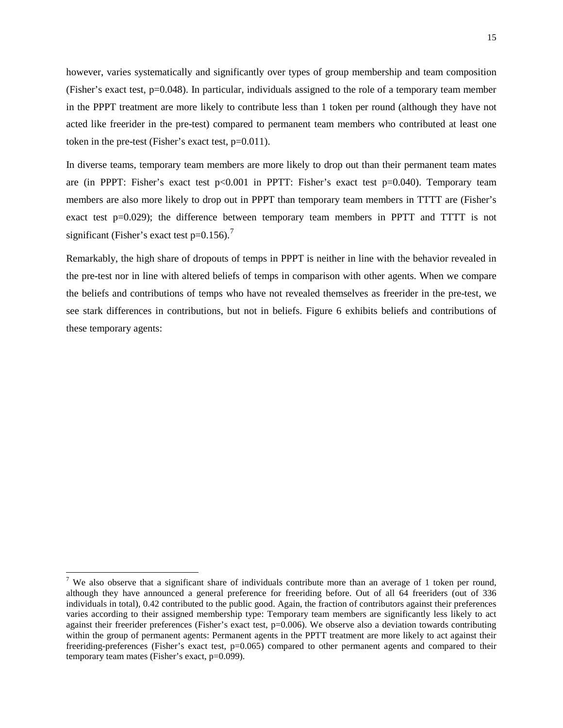however, varies systematically and significantly over types of group membership and team composition (Fisher's exact test, p=0.048). In particular, individuals assigned to the role of a temporary team member in the PPPT treatment are more likely to contribute less than 1 token per round (although they have not acted like freerider in the pre-test) compared to permanent team members who contributed at least one token in the pre-test (Fisher's exact test, p=0.011).

In diverse teams, temporary team members are more likely to drop out than their permanent team mates are (in PPPT: Fisher's exact test p<0.001 in PPTT: Fisher's exact test p=0.040). Temporary team members are also more likely to drop out in PPPT than temporary team members in TTTT are (Fisher's exact test p=0.029); the difference between temporary team members in PPTT and TTTT is not significant (Fisher's exact test p=0.156).[7]

Remarkably, the high share of dropouts of temps in PPPT is neither in line with the behavior revealed in the pre-test nor in line with altered beliefs of temps in comparison with other agents. When we compare the beliefs and contributions of temps who have not revealed themselves as freerider in the pre-test, we see stark differences in contributions, but not in beliefs. Figure 6 exhibits beliefs and contributions of these temporary agents:

[7] We also observe that a significant share of individuals contribute more than an average of 1 token per round, although they have announced a general preference for freeriding before. Out of all 64 freeriders (out of 336 individuals in total), 0.42 contributed to the public good. Again, the fraction of contributors against their preferences varies according to their assigned membership type: Temporary team members are significantly less likely to act against their freerider preferences (Fisher's exact test, p=0.006). We observe also a deviation towards contributing within the group of permanent agents: Permanent agents in the PPTT treatment are more likely to act against their freeriding-preferences (Fisher's exact test, p=0.065) compared to other permanent agents and compared to their temporary team mates (Fisher's exact, p=0.099).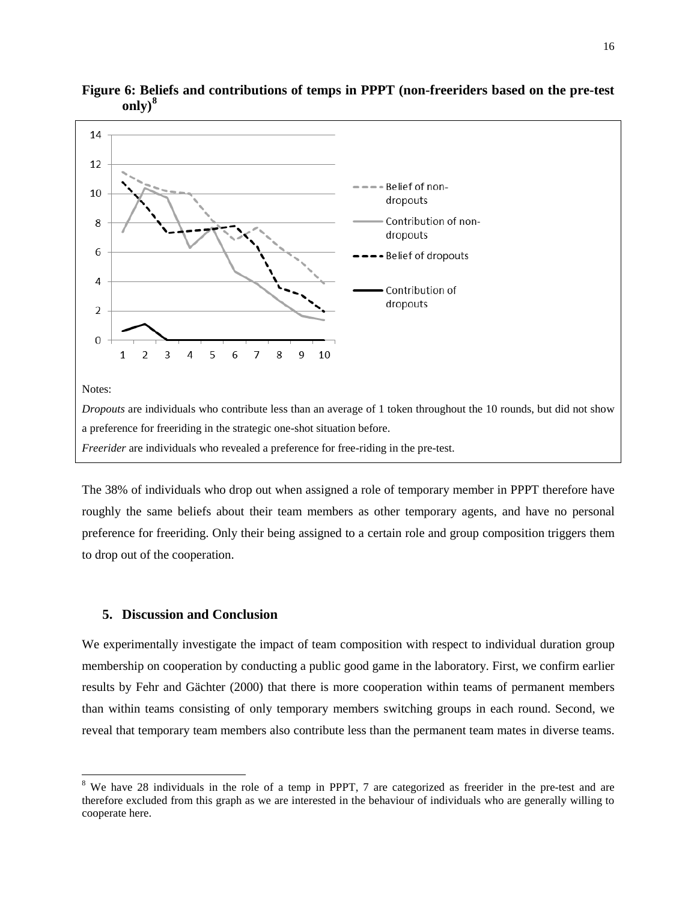**Figure 6: Beliefs and contributions of temps in PPPT (non-freeriders based on the pre-test only)[8]**

Notes:

*Dropouts* are individuals who contribute less than an average of 1 token throughout the 10 rounds, but did not show a preference for freeriding in the strategic one-shot situation before.

*Freerider* are individuals who revealed a preference for free-riding in the pre-test.

The 38% of individuals who drop out when assigned a role of temporary member in PPPT therefore have roughly the same beliefs about their team members as other temporary agents, and have no personal preference for freeriding. Only their being assigned to a certain role and group composition triggers them to drop out of the cooperation.

## 5. Discussion and Conclusion

We experimentally investigate the impact of team composition with respect to individual duration group membership on cooperation by conducting a public good game in the laboratory. First, we confirm earlier results by Fehr and Gächter (2000) that there is more cooperation within teams of permanent members than within teams consisting of only temporary members switching groups in each round. Second, we reveal that temporary team members also contribute less than the permanent team mates in diverse teams.

[8] We have 28 individuals in the role of a temp in PPPT, 7 are categorized as freerider in the pre-test and are therefore excluded from this graph as we are interested in the behaviour of individuals who are generally willing to cooperate here.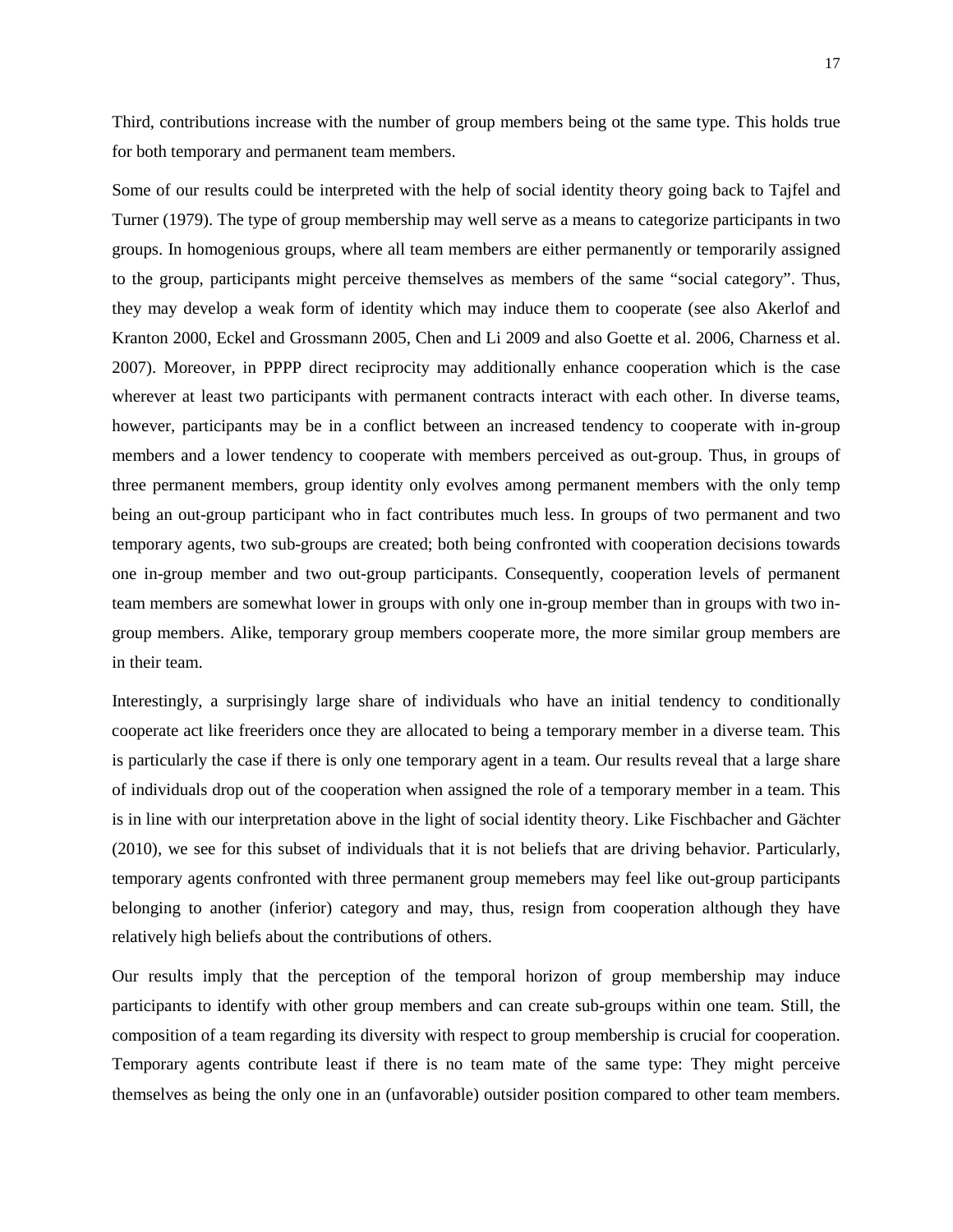Third, contributions increase with the number of group members being ot the same type. This holds true for both temporary and permanent team members.

Some of our results could be interpreted with the help of social identity theory going back to Tajfel and Turner (1979). The type of group membership may well serve as a means to categorize participants in two groups. In homogenious groups, where all team members are either permanently or temporarily assigned to the group, participants might perceive themselves as members of the same "social category". Thus, they may develop a weak form of identity which may induce them to cooperate (see also Akerlof and Kranton 2000, Eckel and Grossmann 2005, Chen and Li 2009 and also Goette et al. 2006, Charness et al. 2007). Moreover, in PPPP direct reciprocity may additionally enhance cooperation which is the case wherever at least two participants with permanent contracts interact with each other. In diverse teams, however, participants may be in a conflict between an increased tendency to cooperate with in-group members and a lower tendency to cooperate with members perceived as out-group. Thus, in groups of three permanent members, group identity only evolves among permanent members with the only temp being an out-group participant who in fact contributes much less. In groups of two permanent and two temporary agents, two sub-groups are created; both being confronted with cooperation decisions towards one in-group member and two out-group participants. Consequently, cooperation levels of permanent team members are somewhat lower in groups with only one in-group member than in groups with two in-group members. Alike, temporary group members cooperate more, the more similar group members are in their team.

Interestingly, a surprisingly large share of individuals who have an initial tendency to conditionally cooperate act like freeriders once they are allocated to being a temporary member in a diverse team. This is particularly the case if there is only one temporary agent in a team. Our results reveal that a large share of individuals drop out of the cooperation when assigned the role of a temporary member in a team. This is in line with our interpretation above in the light of social identity theory. Like Fischbacher and Gächter (2010), we see for this subset of individuals that it is not beliefs that are driving behavior. Particularly, temporary agents confronted with three permanent group memebers may feel like out-group participants belonging to another (inferior) category and may, thus, resign from cooperation although they have relatively high beliefs about the contributions of others.

Our results imply that the perception of the temporal horizon of group membership may induce participants to identify with other group members and can create sub-groups within one team. Still, the composition of a team regarding its diversity with respect to group membership is crucial for cooperation. Temporary agents contribute least if there is no team mate of the same type: They might perceive themselves as being the only one in an (unfavorable) outsider position compared to other team members.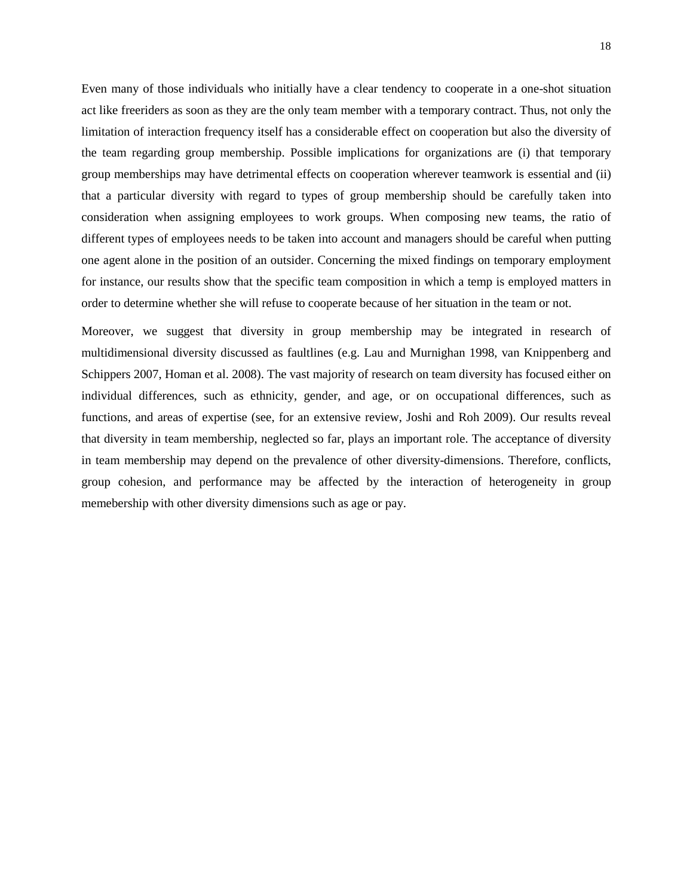Even many of those individuals who initially have a clear tendency to cooperate in a one-shot situation act like freeriders as soon as they are the only team member with a temporary contract. Thus, not only the limitation of interaction frequency itself has a considerable effect on cooperation but also the diversity of the team regarding group membership. Possible implications for organizations are (i) that temporary group memberships may have detrimental effects on cooperation wherever teamwork is essential and (ii) that a particular diversity with regard to types of group membership should be carefully taken into consideration when assigning employees to work groups. When composing new teams, the ratio of different types of employees needs to be taken into account and managers should be careful when putting one agent alone in the position of an outsider. Concerning the mixed findings on temporary employment for instance, our results show that the specific team composition in which a temp is employed matters in order to determine whether she will refuse to cooperate because of her situation in the team or not.

Moreover, we suggest that diversity in group membership may be integrated in research of multidimensional diversity discussed as faultlines (e.g. Lau and Murnighan 1998, van Knippenberg and Schippers 2007, Homan et al. 2008). The vast majority of research on team diversity has focused either on individual differences, such as ethnicity, gender, and age, or on occupational differences, such as functions, and areas of expertise (see, for an extensive review, Joshi and Roh 2009). Our results reveal that diversity in team membership, neglected so far, plays an important role. The acceptance of diversity in team membership may depend on the prevalence of other diversity-dimensions. Therefore, conflicts, group cohesion, and performance may be affected by the interaction of heterogeneity in group memebership with other diversity dimensions such as age or pay.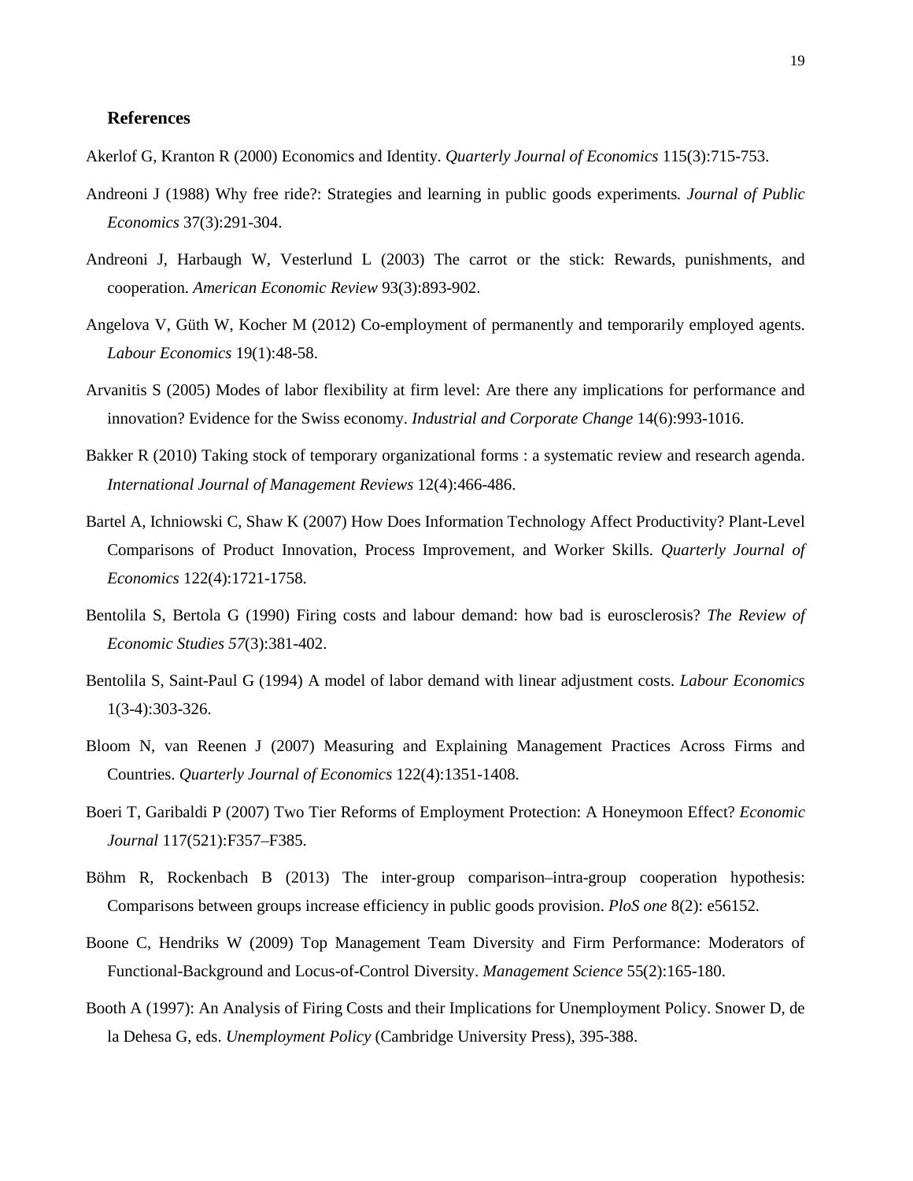## References

Akerlof G, Kranton R (2000) Economics and Identity. *Quarterly Journal of Economics* 115(3):715-753.

Andreoni J (1988) Why free ride?: Strategies and learning in public goods experiments*. Journal of Public Economics* 37(3):291-304.

Andreoni J, Harbaugh W, Vesterlund L (2003) The carrot or the stick: Rewards, punishments, and cooperation. *American Economic Review* 93(3):893-902.

Angelova V, Güth W, Kocher M (2012) Co-employment of permanently and temporarily employed agents. *Labour Economics* 19(1):48-58.

Arvanitis S (2005) Modes of labor flexibility at firm level: Are there any implications for performance and innovation? Evidence for the Swiss economy. *Industrial and Corporate Change* 14(6):993-1016.

Bakker R (2010) Taking stock of temporary organizational forms : a systematic review and research agenda. *International Journal of Management Reviews* 12(4):466-486.

Bartel A, Ichniowski C, Shaw K (2007) How Does Information Technology Affect Productivity? Plant-Level Comparisons of Product Innovation, Process Improvement, and Worker Skills. *Quarterly Journal of Economics* 122(4):1721-1758.

Bentolila S, Bertola G (1990) Firing costs and labour demand: how bad is eurosclerosis? *The Review of Economic Studies 57*(3):381-402.

Bentolila S, Saint-Paul G (1994) A model of labor demand with linear adjustment costs. *Labour Economics* 1(3-4):303-326.

Bloom N, van Reenen J (2007) Measuring and Explaining Management Practices Across Firms and Countries. *Quarterly Journal of Economics* 122(4):1351-1408.

Boeri T, Garibaldi P (2007) Two Tier Reforms of Employment Protection: A Honeymoon Effect? *Economic Journal* 117(521):F357–F385.

Böhm R, Rockenbach B (2013) The inter-group comparison–intra-group cooperation hypothesis: Comparisons between groups increase efficiency in public goods provision. *PloS one* 8(2): e56152.

Boone C, Hendriks W (2009) Top Management Team Diversity and Firm Performance: Moderators of Functional-Background and Locus-of-Control Diversity. *Management Science* 55(2):165-180.

Booth A (1997): An Analysis of Firing Costs and their Implications for Unemployment Policy. Snower D, de la Dehesa G, eds. *Unemployment Policy* (Cambridge University Press), 395-388.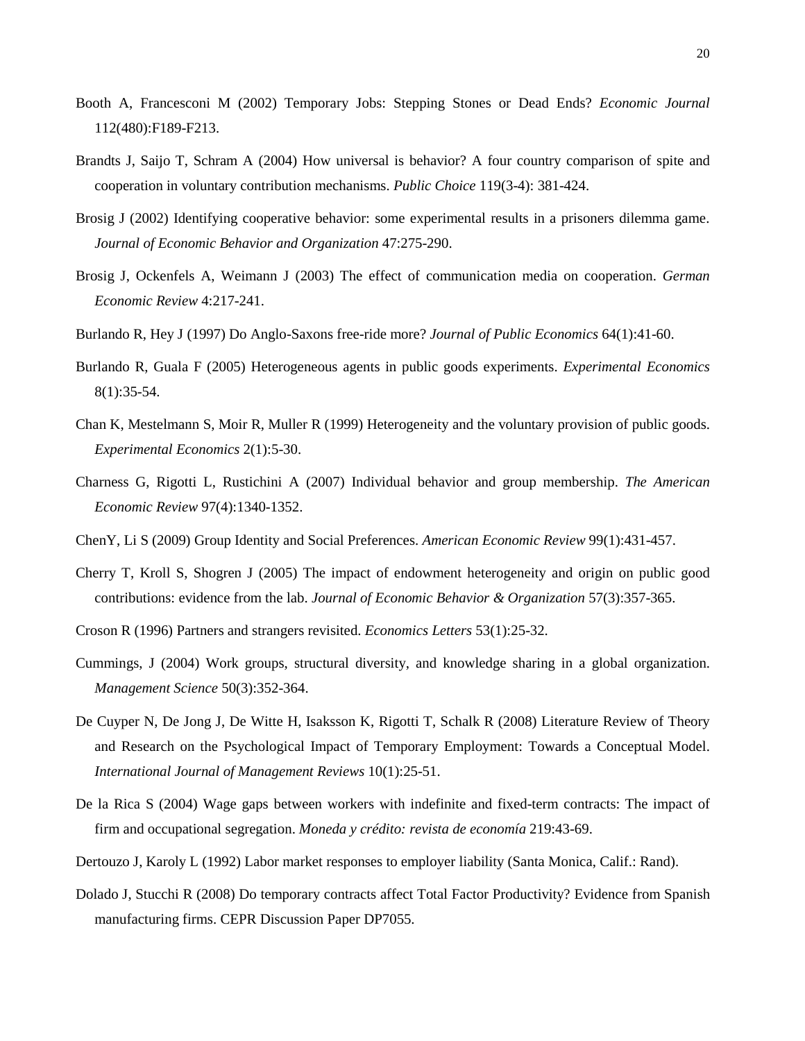Booth A, Francesconi M (2002) Temporary Jobs: Stepping Stones or Dead Ends? *Economic Journal* 112(480):F189-F213.

Brandts J, Saijo T, Schram A (2004) How universal is behavior? A four country comparison of spite and cooperation in voluntary contribution mechanisms. *Public Choice* 119(3-4): 381-424.

Brosig J (2002) Identifying cooperative behavior: some experimental results in a prisoners dilemma game. *Journal of Economic Behavior and Organization* 47:275-290.

Brosig J, Ockenfels A, Weimann J (2003) The effect of communication media on cooperation. *German Economic Review* 4:217-241.

Burlando R, Hey J (1997) Do Anglo-Saxons free-ride more? *Journal of Public Economics* 64(1):41-60.

Burlando R, Guala F (2005) Heterogeneous agents in public goods experiments. *Experimental Economics* 8(1):35-54.

Chan K, Mestelmann S, Moir R, Muller R (1999) Heterogeneity and the voluntary provision of public goods. *Experimental Economics* 2(1):5-30.

Charness G, Rigotti L, Rustichini A (2007) Individual behavior and group membership. *The American Economic Review* 97(4):1340-1352.

ChenY, Li S (2009) Group Identity and Social Preferences. *American Economic Review* 99(1):431-457.

Cherry T, Kroll S, Shogren J (2005) The impact of endowment heterogeneity and origin on public good contributions: evidence from the lab. *Journal of Economic Behavior & Organization* 57(3):357-365.

Croson R (1996) Partners and strangers revisited. *Economics Letters* 53(1):25-32.

Cummings, J (2004) Work groups, structural diversity, and knowledge sharing in a global organization. *Management Science* 50(3):352-364.

De Cuyper N, De Jong J, De Witte H, Isaksson K, Rigotti T, Schalk R (2008) Literature Review of Theory and Research on the Psychological Impact of Temporary Employment: Towards a Conceptual Model. *International Journal of Management Reviews* 10(1):25-51.

De la Rica S (2004) Wage gaps between workers with indefinite and fixed-term contracts: The impact of firm and occupational segregation. *Moneda y crédito: revista de economía* 219:43-69.

Dertouzo J, Karoly L (1992) Labor market responses to employer liability (Santa Monica, Calif.: Rand).

Dolado J, Stucchi R (2008) Do temporary contracts affect Total Factor Productivity? Evidence from Spanish manufacturing firms. CEPR Discussion Paper DP7055.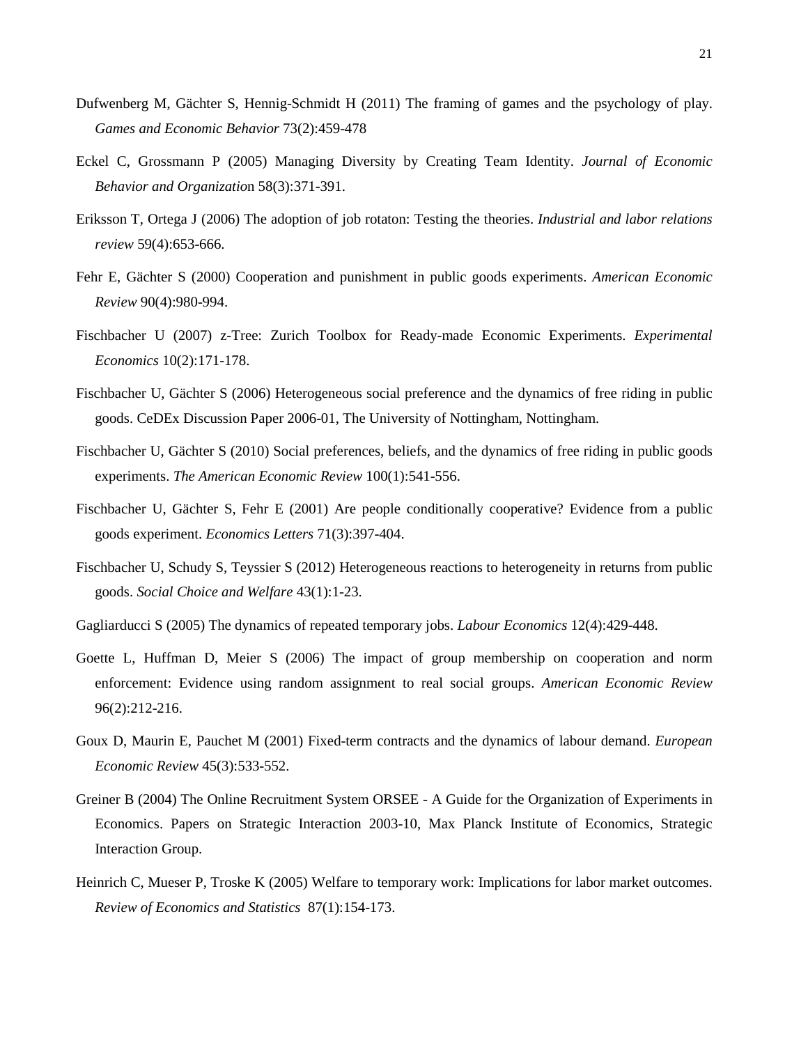Dufwenberg M, Gächter S, Hennig-Schmidt H (2011) The framing of games and the psychology of play. *Games and Economic Behavior* 73(2):459-478

Eckel C, Grossmann P (2005) Managing Diversity by Creating Team Identity. *Journal of Economic Behavior and Organizatio*n 58(3):371-391.

Eriksson T, Ortega J (2006) The adoption of job rotaton: Testing the theories. *Industrial and labor relations review* 59(4):653-666.

Fehr E, Gächter S (2000) Cooperation and punishment in public goods experiments. *American Economic Review* 90(4):980-994.

Fischbacher U (2007) z-Tree: Zurich Toolbox for Ready-made Economic Experiments. *Experimental Economics* 10(2):171-178.

Fischbacher U, Gächter S (2006) Heterogeneous social preference and the dynamics of free riding in public goods. CeDEx Discussion Paper 2006-01, The University of Nottingham, Nottingham.

Fischbacher U, Gächter S (2010) Social preferences, beliefs, and the dynamics of free riding in public goods experiments. *The American Economic Review* 100(1):541-556.

Fischbacher U, Gächter S, Fehr E (2001) Are people conditionally cooperative? Evidence from a public goods experiment. *Economics Letters* 71(3):397-404.

Fischbacher U, Schudy S, Teyssier S (2012) Heterogeneous reactions to heterogeneity in returns from public goods. *Social Choice and Welfare* 43(1):1-23.

Gagliarducci S (2005) The dynamics of repeated temporary jobs. *Labour Economics* 12(4):429-448.

Goette L, Huffman D, Meier S (2006) The impact of group membership on cooperation and norm enforcement: Evidence using random assignment to real social groups. *American Economic Review* 96(2):212-216.

Goux D, Maurin E, Pauchet M (2001) Fixed-term contracts and the dynamics of labour demand. *European Economic Review* 45(3):533-552.

Greiner B (2004) The Online Recruitment System ORSEE - A Guide for the Organization of Experiments in Economics. Papers on Strategic Interaction 2003-10, Max Planck Institute of Economics, Strategic Interaction Group.

Heinrich C, Mueser P, Troske K (2005) Welfare to temporary work: Implications for labor market outcomes. *Review of Economics and Statistics* 87(1):154-173.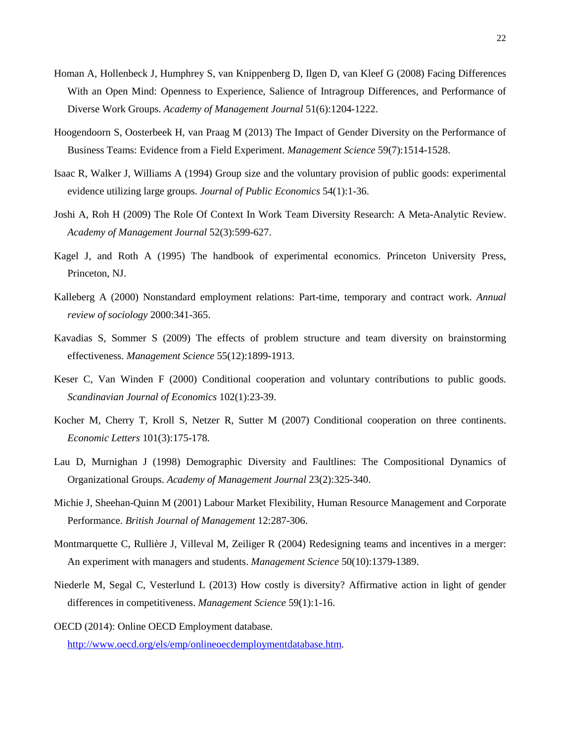Homan A, Hollenbeck J, Humphrey S, van Knippenberg D, Ilgen D, van Kleef G (2008) Facing Differences With an Open Mind: Openness to Experience, Salience of Intragroup Differences, and Performance of Diverse Work Groups. *Academy of Management Journal* 51(6):1204-1222.

Hoogendoorn S, Oosterbeek H, van Praag M (2013) The Impact of Gender Diversity on the Performance of Business Teams: Evidence from a Field Experiment. *Management Science* 59(7):1514-1528.

Isaac R, Walker J, Williams A (1994) Group size and the voluntary provision of public goods: experimental evidence utilizing large groups. *Journal of Public Economics* 54(1):1-36.

Joshi A, Roh H (2009) The Role Of Context In Work Team Diversity Research: A Meta-Analytic Review. *Academy of Management Journal* 52(3):599-627.

Kagel J, and Roth A (1995) The handbook of experimental economics. Princeton University Press, Princeton, NJ.

Kalleberg A (2000) Nonstandard employment relations: Part-time, temporary and contract work. *Annual review of sociology* 2000:341-365.

Kavadias S, Sommer S (2009) The effects of problem structure and team diversity on brainstorming effectiveness. *Management Science* 55(12):1899-1913.

Keser C, Van Winden F (2000) Conditional cooperation and voluntary contributions to public goods. *Scandinavian Journal of Economics* 102(1):23-39.

Kocher M, Cherry T, Kroll S, Netzer R, Sutter M (2007) Conditional cooperation on three continents. *Economic Letters* 101(3):175-178.

Lau D, Murnighan J (1998) Demographic Diversity and Faultlines: The Compositional Dynamics of Organizational Groups. *Academy of Management Journal* 23(2):325-340.

Michie J, Sheehan-Quinn M (2001) Labour Market Flexibility, Human Resource Management and Corporate Performance. *British Journal of Management* 12:287-306.

Montmarquette C, Rullière J, Villeval M, Zeiliger R (2004) Redesigning teams and incentives in a merger: An experiment with managers and students. *Management Science* 50(10):1379-1389.

Niederle M, Segal C, Vesterlund L (2013) How costly is diversity? Affirmative action in light of gender differences in competitiveness. *Management Science* 59(1):1-16.

OECD (2014): Online OECD Employment database. [http://www.oecd.org/els/emp/onlineoecdemploymentdatabase.htm](http://www.oecd.org/els/emp/onlineoecdemploymentdatabase.htm).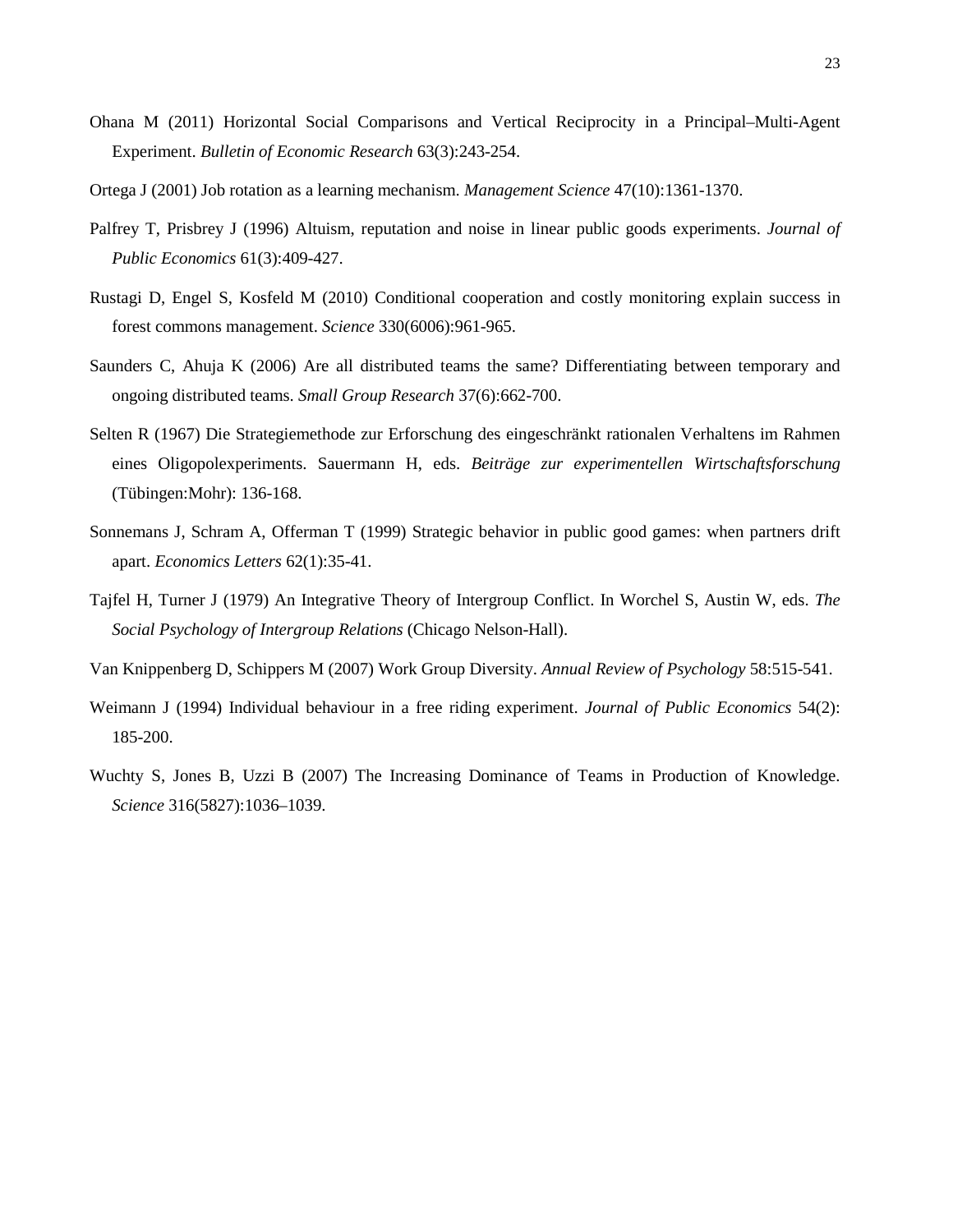Ohana M (2011) Horizontal Social Comparisons and Vertical Reciprocity in a Principal–Multi-Agent Experiment. *Bulletin of Economic Research* 63(3):243-254.

Ortega J (2001) Job rotation as a learning mechanism. *Management Science* 47(10):1361-1370.

Palfrey T, Prisbrey J (1996) Altuism, reputation and noise in linear public goods experiments. *Journal of Public Economics* 61(3):409-427.

Rustagi D, Engel S, Kosfeld M (2010) Conditional cooperation and costly monitoring explain success in forest commons management. *Science* 330(6006):961-965.

Saunders C, Ahuja K (2006) Are all distributed teams the same? Differentiating between temporary and ongoing distributed teams. *Small Group Research* 37(6):662-700.

Selten R (1967) Die Strategiemethode zur Erforschung des eingeschränkt rationalen Verhaltens im Rahmen eines Oligopolexperiments. Sauermann H, eds. *Beiträge zur experimentellen Wirtschaftsforschung* (Tübingen:Mohr): 136-168.

Sonnemans J, Schram A, Offerman T (1999) Strategic behavior in public good games: when partners drift apart. *Economics Letters* 62(1):35-41.

Tajfel H, Turner J (1979) An Integrative Theory of Intergroup Conflict. In Worchel S, Austin W, eds. *The Social Psychology of Intergroup Relations* (Chicago Nelson-Hall).

Van Knippenberg D, Schippers M (2007) Work Group Diversity. *Annual Review of Psychology* 58:515-541.

Weimann J (1994) Individual behaviour in a free riding experiment. *Journal of Public Economics* 54(2): 185-200.

Wuchty S, Jones B, Uzzi B (2007) The Increasing Dominance of Teams in Production of Knowledge. *Science* 316(5827):1036–1039.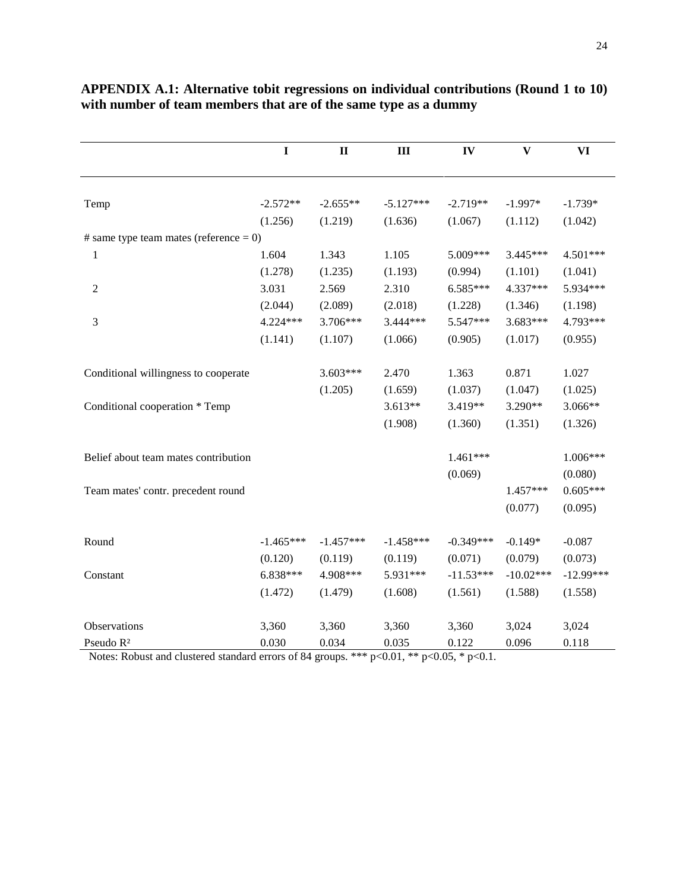**APPENDIX A.1: Alternative tobit regressions on individual contributions (Round 1 to 10) with number of team members that are of the same type as a dummy**

| | I | II | III | IV | V | VI |
|---|---|---|---|---|---|---|
| Temp | -2.572** | -2.655** | -5.127*** | -2.719** | -1.997* | -1.739* |
| | (1.256) | (1.219) | (1.636) | (1.067) | (1.112) | (1.042) |
| # same type team mates (reference = 0) | | | | | | |
| 1 | 1.604 | 1.343 | 1.105 | 5.009*** | 3.445*** | 4.501*** |
| | (1.278) | (1.235) | (1.193) | (0.994) | (1.101) | (1.041) |
| 2 | 3.031 | 2.569 | 2.310 | 6.585*** | 4.337*** | 5.934*** |
| | (2.044) | (2.089) | (2.018) | (1.228) | (1.346) | (1.198) |
| 3 | 4.224*** | 3.706*** | 3.444*** | 5.547*** | 3.683*** | 4.793*** |
| | (1.141) | (1.107) | (1.066) | (0.905) | (1.017) | (0.955) |
| Conditional willingness to cooperate | | 3.603*** | 2.470 | 1.363 | 0.871 | 1.027 |
| | | (1.205) | (1.659) | (1.037) | (1.047) | (1.025) |
| Conditional cooperation * Temp | | | 3.613** | 3.419** | 3.290** | 3.066** |
| | | | (1.908) | (1.360) | (1.351) | (1.326) |
| Belief about team mates contribution | | | | 1.461*** | | 1.006*** |
| | | | | (0.069) | | (0.080) |
| Team mates' contr. precedent round | | | | | 1.457*** | 0.605*** |
| | | | | | (0.077) | (0.095) |
| Round | -1.465*** | -1.457*** | -1.458*** | -0.349*** | -0.149* | -0.087 |
| | (0.120) | (0.119) | (0.119) | (0.071) | (0.079) | (0.073) |
| Constant | 6.838*** | 4.908*** | 5.931*** | -11.53*** | -10.02*** | -12.99*** |
| | (1.472) | (1.479) | (1.608) | (1.561) | (1.588) | (1.558) |
| Observations | 3,360 | 3,360 | 3,360 | 3,360 | 3,024 | 3,024 |
| Pseudo $R^2$ | 0.030 | 0.034 | 0.035 | 0.122 | 0.096 | 0.118 |

Notes: Robust and clustered standard errors of 84 groups. *** p<0.01, ** p<0.05, * p<0.1.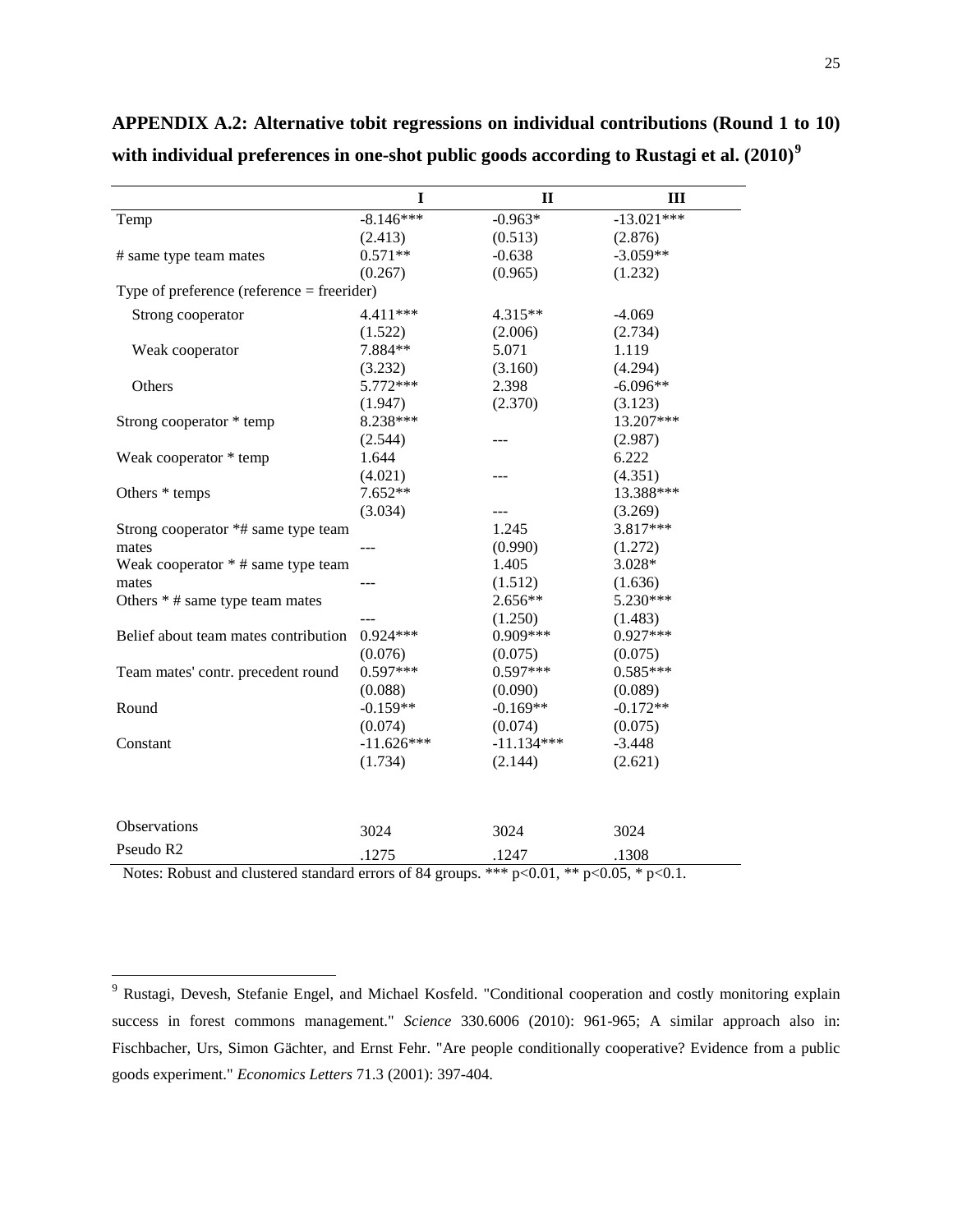**APPENDIX A.2: Alternative tobit regressions on individual contributions (Round 1 to 10) with individual preferences in one-shot public goods according to Rustagi et al. (2010)[9]**

| | I | II | III |
|---|---|---|---|
| Temp | -8.146*** | -0.963* | -13.021*** |
| | (2.413) | (0.513) | (2.876) |
| # same type team mates | 0.571** | -0.638 | -3.059** |
| | (0.267) | (0.965) | (1.232) |
| Type of preference (reference = freerider) | | | |
| Strong cooperator | 4.411*** | 4.315** | -4.069 |
| | (1.522) | (2.006) | (2.734) |
| Weak cooperator | 7.884** | 5.071 | 1.119 |
| | (3.232) | (3.160) | (4.294) |
| Others | 5.772*** | 2.398 | -6.096** |
| | (1.947) | (2.370) | (3.123) |
| Strong cooperator * temp | 8.238*** | | 13.207*** |
| | (2.544) | --- | (2.987) |
| Weak cooperator * temp | 1.644 | | 6.222 |
| | (4.021) | --- | (4.351) |
| Others * temps | 7.652** | | 13.388*** |
| | (3.034) | --- | (3.269) |
| Strong cooperator *# same type team mates | --- | 1.245 | 3.817*** |
| | | (0.990) | (1.272) |
| Weak cooperator * # same type team mates | --- | 1.405 | 3.028* |
| | | (1.512) | (1.636) |
| Others * # same type team mates | | 2.656** | 5.230*** |
| | --- | (1.250) | (1.483) |
| Belief about team mates contribution | 0.924*** | 0.909*** | 0.927*** |
| | (0.076) | (0.075) | (0.075) |
| Team mates' contr. precedent round | 0.597*** | 0.597*** | 0.585*** |
| | (0.088) | (0.090) | (0.089) |
| Round | -0.159** | -0.169** | -0.172** |
| | (0.074) | (0.074) | (0.075) |
| Constant | -11.626*** | -11.134*** | -3.448 |
| | (1.734) | (2.144) | (2.621) |
| Observations | 3024 | 3024 | 3024 |
| Pseudo R2 | .1275 | .1247 | .1308 |

Notes: Robust and clustered standard errors of 84 groups. *** p<0.01, ** p<0.05, * p<0.1.

[9] Rustagi, Devesh, Stefanie Engel, and Michael Kosfeld. "Conditional cooperation and costly monitoring explain success in forest commons management." *Science* 330.6006 (2010): 961-965; A similar approach also in: Fischbacher, Urs, Simon Gächter, and Ernst Fehr. "Are people conditionally cooperative? Evidence from a public goods experiment." *Economics Letters* 71.3 (2001): 397-404.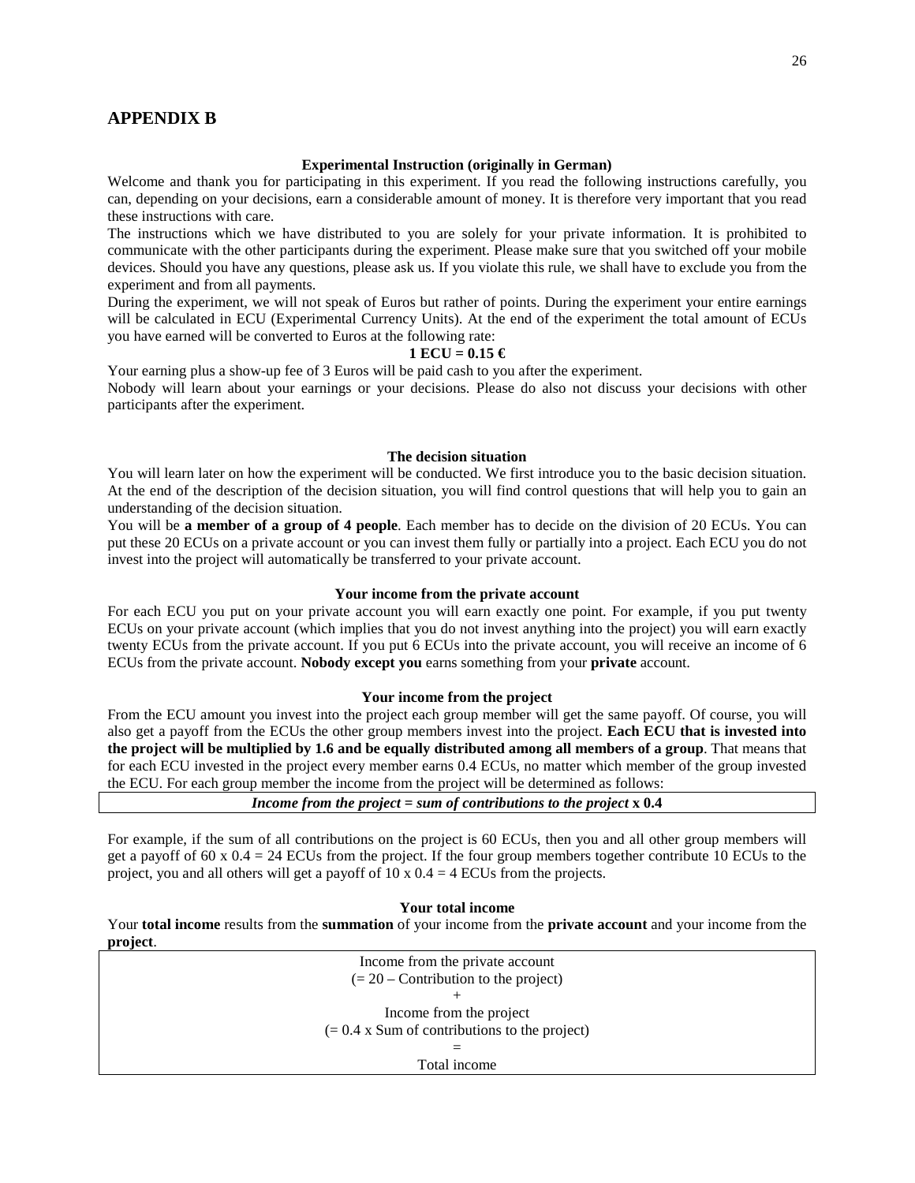## APPENDIX B

**Experimental Instruction (originally in German)**

Welcome and thank you for participating in this experiment. If you read the following instructions carefully, you can, depending on your decisions, earn a considerable amount of money. It is therefore very important that you read these instructions with care.

The instructions which we have distributed to you are solely for your private information. It is prohibited to communicate with the other participants during the experiment. Please make sure that you switched off your mobile devices. Should you have any questions, please ask us. If you violate this rule, we shall have to exclude you from the experiment and from all payments.

During the experiment, we will not speak of Euros but rather of points. During the experiment your entire earnings will be calculated in ECU (Experimental Currency Units). At the end of the experiment the total amount of ECUs you have earned will be converted to Euros at the following rate:

**1 ECU = 0.15 €**

Your earning plus a show-up fee of 3 Euros will be paid cash to you after the experiment.

Nobody will learn about your earnings or your decisions. Please do also not discuss your decisions with other participants after the experiment.

**The decision situation**

You will learn later on how the experiment will be conducted. We first introduce you to the basic decision situation. At the end of the description of the decision situation, you will find control questions that will help you to gain an understanding of the decision situation.

You will be **a member of a group of 4 people**. Each member has to decide on the division of 20 ECUs. You can put these 20 ECUs on a private account or you can invest them fully or partially into a project. Each ECU you do not invest into the project will automatically be transferred to your private account.

**Your income from the private account**

For each ECU you put on your private account you will earn exactly one point. For example, if you put twenty ECUs on your private account (which implies that you do not invest anything into the project) you will earn exactly twenty ECUs from the private account. If you put 6 ECUs into the private account, you will receive an income of 6 ECUs from the private account. **Nobody except you** earns something from your **private** account.

**Your income from the project**

From the ECU amount you invest into the project each group member will get the same payoff. Of course, you will also get a payoff from the ECUs the other group members invest into the project. **Each ECU that is invested into the project will be multiplied by 1.6 and be equally distributed among all members of a group**. That means that for each ECU invested in the project every member earns 0.4 ECUs, no matter which member of the group invested the ECU. For each group member the income from the project will be determined as follows:

***Income from the project = sum of contributions to the project* x 0.4**

For example, if the sum of all contributions on the project is 60 ECUs, then you and all other group members will get a payoff of 60 x 0.4 = 24 ECUs from the project. If the four group members together contribute 10 ECUs to the project, you and all others will get a payoff of 10 x 0.4 = 4 ECUs from the projects.

**Your total income**

Your **total income** results from the **summation** of your income from the **private account** and your income from the **project**.

Income from the private account
(= 20 – Contribution to the project)
\+
Income from the project
(= 0.4 x Sum of contributions to the project)
=
Total income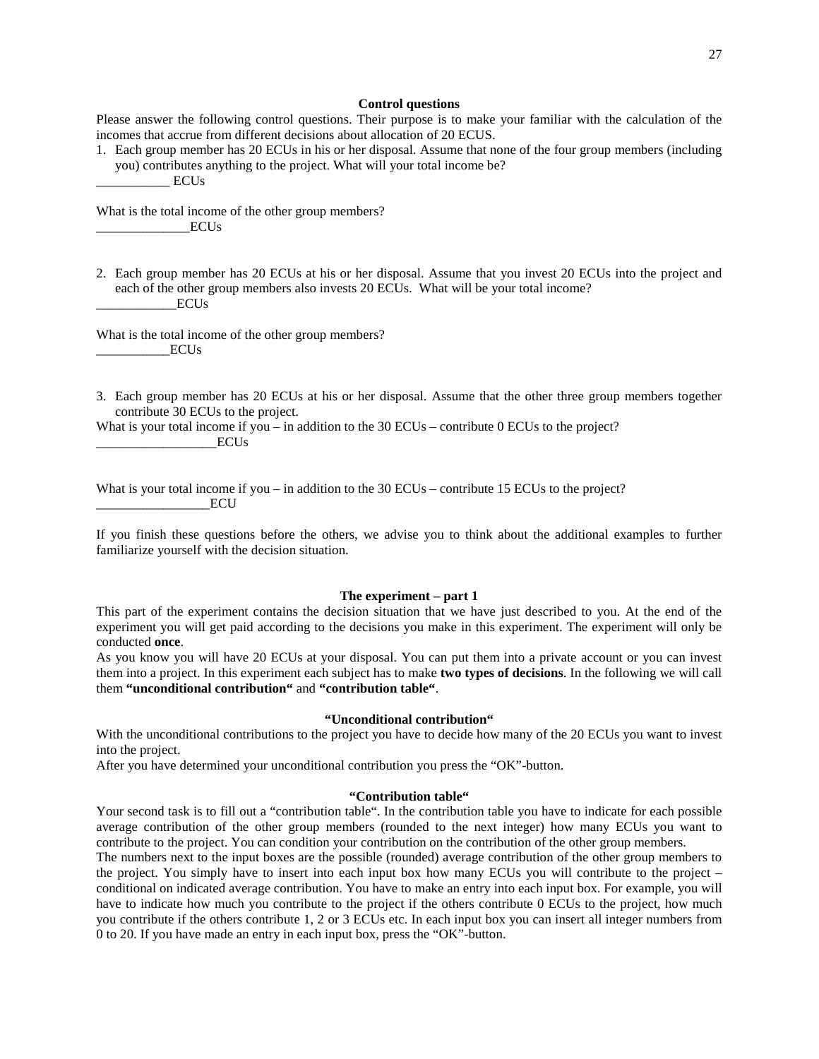### Control questions

Please answer the following control questions. Their purpose is to make your familiar with the calculation of the incomes that accrue from different decisions about allocation of 20 ECUS.

1. Each group member has 20 ECUs in his or her disposal. Assume that none of the four group members (including you) contributes anything to the project. What will your total income be?

___________ ECUs

What is the total income of the other group members?

______________ECUs

2. Each group member has 20 ECUs at his or her disposal. Assume that you invest 20 ECUs into the project and each of the other group members also invests 20 ECUs. What will be your total income?

____________ECUs

What is the total income of the other group members?

___________ECUs

3. Each group member has 20 ECUs at his or her disposal. Assume that the other three group members together contribute 30 ECUs to the project.

What is your total income if you – in addition to the 30 ECUs – contribute 0 ECUs to the project?

__________________ECUs

What is your total income if you – in addition to the 30 ECUs – contribute 15 ECUs to the project?

_________________ECU

If you finish these questions before the others, we advise you to think about the additional examples to further familiarize yourself with the decision situation.

### The experiment – part 1

This part of the experiment contains the decision situation that we have just described to you. At the end of the experiment you will get paid according to the decisions you make in this experiment. The experiment will only be conducted **once**.

As you know you will have 20 ECUs at your disposal. You can put them into a private account or you can invest them into a project. In this experiment each subject has to make **two types of decisions**. In the following we will call them **"unconditional contribution"** and **"contribution table"**.

### "Unconditional contribution"

With the unconditional contributions to the project you have to decide how many of the 20 ECUs you want to invest into the project.

After you have determined your unconditional contribution you press the "OK"-button.

### "Contribution table"

Your second task is to fill out a "contribution table". In the contribution table you have to indicate for each possible average contribution of the other group members (rounded to the next integer) how many ECUs you want to contribute to the project. You can condition your contribution on the contribution of the other group members.

The numbers next to the input boxes are the possible (rounded) average contribution of the other group members to the project. You simply have to insert into each input box how many ECUs you will contribute to the project – conditional on indicated average contribution. You have to make an entry into each input box. For example, you will have to indicate how much you contribute to the project if the others contribute 0 ECUs to the project, how much you contribute if the others contribute 1, 2 or 3 ECUs etc. In each input box you can insert all integer numbers from 0 to 20. If you have made an entry in each input box, press the "OK"-button.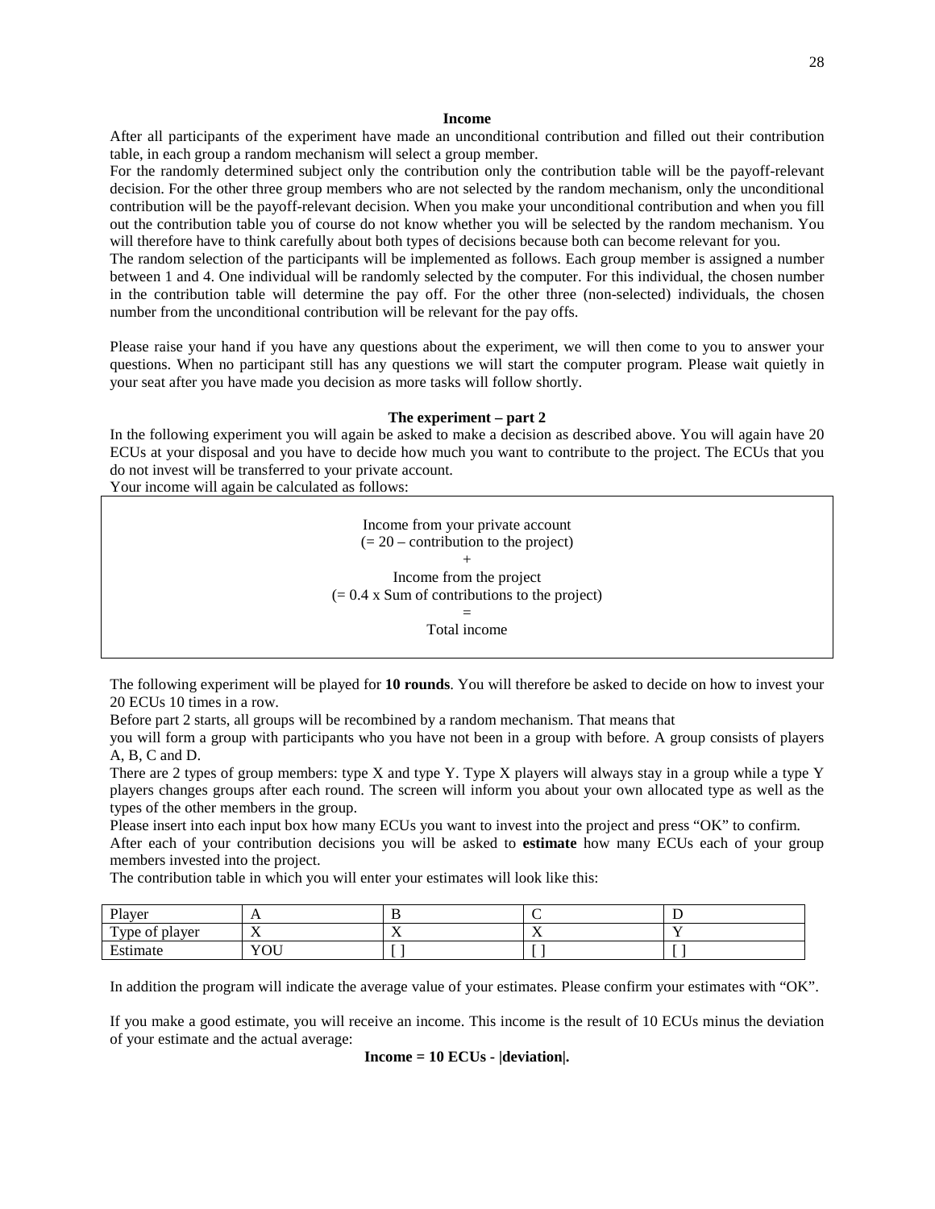**Income**

After all participants of the experiment have made an unconditional contribution and filled out their contribution table, in each group a random mechanism will select a group member.
For the randomly determined subject only the contribution only the contribution table will be the payoff-relevant decision. For the other three group members who are not selected by the random mechanism, only the unconditional contribution will be the payoff-relevant decision. When you make your unconditional contribution and when you fill out the contribution table you of course do not know whether you will be selected by the random mechanism. You will therefore have to think carefully about both types of decisions because both can become relevant for you.
The random selection of the participants will be implemented as follows. Each group member is assigned a number between 1 and 4. One individual will be randomly selected by the computer. For this individual, the chosen number in the contribution table will determine the pay off. For the other three (non-selected) individuals, the chosen number from the unconditional contribution will be relevant for the pay offs.

Please raise your hand if you have any questions about the experiment, we will then come to you to answer your questions. When no participant still has any questions we will start the computer program. Please wait quietly in your seat after you have made you decision as more tasks will follow shortly.

**The experiment – part 2**

In the following experiment you will again be asked to make a decision as described above. You will again have 20 ECUs at your disposal and you have to decide how much you want to contribute to the project. The ECUs that you do not invest will be transferred to your private account.
Your income will again be calculated as follows:

Income from your private account
(= 20 – contribution to the project)
+
Income from the project
(= 0.4 x Sum of contributions to the project)
=
Total income

The following experiment will be played for **10 rounds**. You will therefore be asked to decide on how to invest your 20 ECUs 10 times in a row.
Before part 2 starts, all groups will be recombined by a random mechanism. That means that
you will form a group with participants who you have not been in a group with before. A group consists of players A, B, C and D.
There are 2 types of group members: type X and type Y. Type X players will always stay in a group while a type Y players changes groups after each round. The screen will inform you about your own allocated type as well as the types of the other members in the group.
Please insert into each input box how many ECUs you want to invest into the project and press "OK" to confirm.
After each of your contribution decisions you will be asked to **estimate** how many ECUs each of your group members invested into the project.
The contribution table in which you will enter your estimates will look like this:

| Player | A | B | C | D |
|---|---|---|---|---|
| Type of player | X | X | X | Y |
| Estimate | YOU | [ ] | [ ] | [ ] |

In addition the program will indicate the average value of your estimates. Please confirm your estimates with "OK".

If you make a good estimate, you will receive an income. This income is the result of 10 ECUs minus the deviation of your estimate and the actual average:

**Income = 10 ECUs - |deviation|.**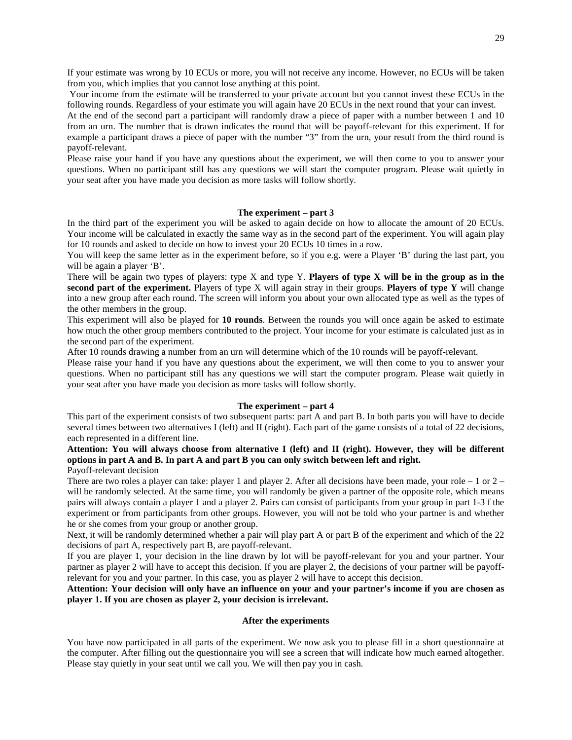If your estimate was wrong by 10 ECUs or more, you will not receive any income. However, no ECUs will be taken from you, which implies that you cannot lose anything at this point.

Your income from the estimate will be transferred to your private account but you cannot invest these ECUs in the following rounds. Regardless of your estimate you will again have 20 ECUs in the next round that your can invest.

At the end of the second part a participant will randomly draw a piece of paper with a number between 1 and 10 from an urn. The number that is drawn indicates the round that will be payoff-relevant for this experiment. If for example a participant draws a piece of paper with the number "3" from the urn, your result from the third round is payoff-relevant.

Please raise your hand if you have any questions about the experiment, we will then come to you to answer your questions. When no participant still has any questions we will start the computer program. Please wait quietly in your seat after you have made you decision as more tasks will follow shortly.

**The experiment – part 3**

In the third part of the experiment you will be asked to again decide on how to allocate the amount of 20 ECUs. Your income will be calculated in exactly the same way as in the second part of the experiment. You will again play for 10 rounds and asked to decide on how to invest your 20 ECUs 10 times in a row.

You will keep the same letter as in the experiment before, so if you e.g. were a Player 'B' during the last part, you will be again a player 'B'.

There will be again two types of players: type X and type Y. **Players of type X will be in the group as in the second part of the experiment.** Players of type X will again stray in their groups. **Players of type Y** will change into a new group after each round. The screen will inform you about your own allocated type as well as the types of the other members in the group.

This experiment will also be played for **10 rounds**. Between the rounds you will once again be asked to estimate how much the other group members contributed to the project. Your income for your estimate is calculated just as in the second part of the experiment.

After 10 rounds drawing a number from an urn will determine which of the 10 rounds will be payoff-relevant.

Please raise your hand if you have any questions about the experiment, we will then come to you to answer your questions. When no participant still has any questions we will start the computer program. Please wait quietly in your seat after you have made you decision as more tasks will follow shortly.

**The experiment – part 4**

This part of the experiment consists of two subsequent parts: part A and part B. In both parts you will have to decide several times between two alternatives I (left) and II (right). Each part of the game consists of a total of 22 decisions, each represented in a different line.

**Attention: You will always choose from alternative I (left) and II (right). However, they will be different options in part A and B. In part A and part B you can only switch between left and right.**

Payoff-relevant decision

There are two roles a player can take: player 1 and player 2. After all decisions have been made, your role – 1 or 2 – will be randomly selected. At the same time, you will randomly be given a partner of the opposite role, which means pairs will always contain a player 1 and a player 2. Pairs can consist of participants from your group in part 1-3 f the experiment or from participants from other groups. However, you will not be told who your partner is and whether he or she comes from your group or another group.

Next, it will be randomly determined whether a pair will play part A or part B of the experiment and which of the 22 decisions of part A, respectively part B, are payoff-relevant.

If you are player 1, your decision in the line drawn by lot will be payoff-relevant for you and your partner. Your partner as player 2 will have to accept this decision. If you are player 2, the decisions of your partner will be payoff-relevant for you and your partner. In this case, you as player 2 will have to accept this decision.

**Attention: Your decision will only have an influence on your and your partner's income if you are chosen as player 1. If you are chosen as player 2, your decision is irrelevant.**

**After the experiments**

You have now participated in all parts of the experiment. We now ask you to please fill in a short questionnaire at the computer. After filling out the questionnaire you will see a screen that will indicate how much earned altogether. Please stay quietly in your seat until we call you. We will then pay you in cash.